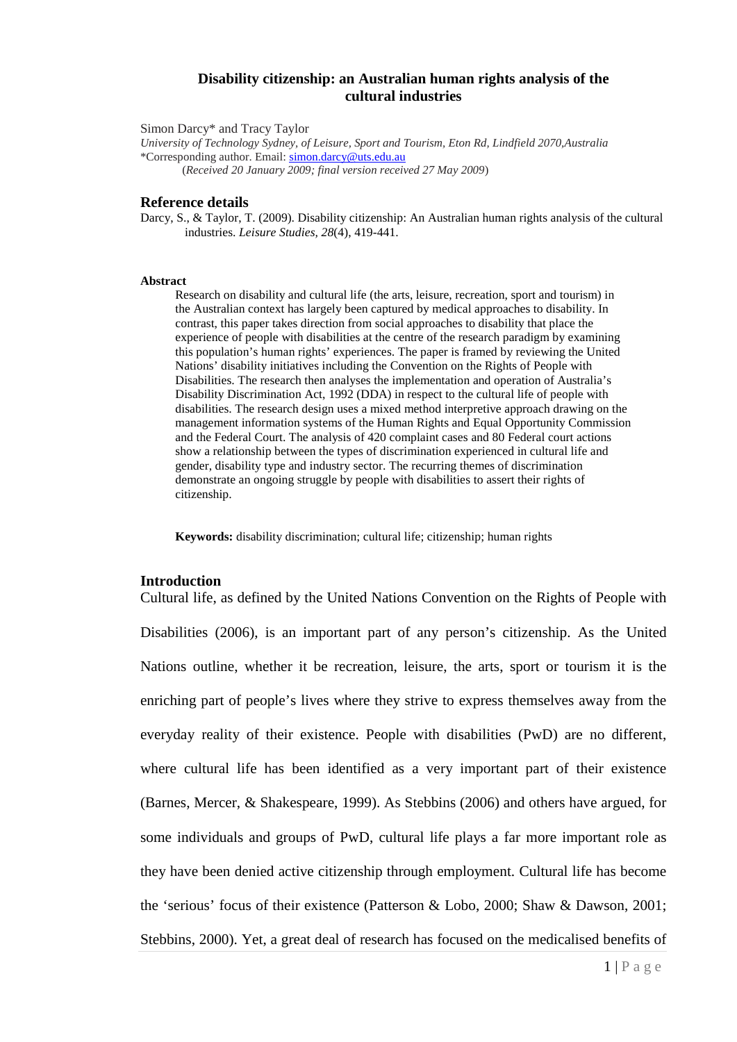# Disability citizenship: an Australian human rights analysis of the cultural industries

Simon Darcy* and Tracy Taylor

*University of Technology Sydney, of Leisure, Sport and Tourism, Eton Rd, Lindfield 2070,Australia*

*Corresponding author. Email: simon.darcy@uts.edu.au

(*Received 20 January 2009; final version received 27 May 2009*)

## Reference details

Darcy, S., & Taylor, T. (2009). Disability citizenship: An Australian human rights analysis of the cultural industries. *Leisure Studies, 28*(4), 419-441.

**Abstract**

Research on disability and cultural life (the arts, leisure, recreation, sport and tourism) in the Australian context has largely been captured by medical approaches to disability. In contrast, this paper takes direction from social approaches to disability that place the experience of people with disabilities at the centre of the research paradigm by examining this population's human rights' experiences. The paper is framed by reviewing the United Nations' disability initiatives including the Convention on the Rights of People with Disabilities. The research then analyses the implementation and operation of Australia's Disability Discrimination Act, 1992 (DDA) in respect to the cultural life of people with disabilities. The research design uses a mixed method interpretive approach drawing on the management information systems of the Human Rights and Equal Opportunity Commission and the Federal Court. The analysis of 420 complaint cases and 80 Federal court actions show a relationship between the types of discrimination experienced in cultural life and gender, disability type and industry sector. The recurring themes of discrimination demonstrate an ongoing struggle by people with disabilities to assert their rights of citizenship.

**Keywords:** disability discrimination; cultural life; citizenship; human rights

## Introduction

Cultural life, as defined by the United Nations Convention on the Rights of People with Disabilities (2006), is an important part of any person's citizenship. As the United Nations outline, whether it be recreation, leisure, the arts, sport or tourism it is the enriching part of people's lives where they strive to express themselves away from the everyday reality of their existence. People with disabilities (PwD) are no different, where cultural life has been identified as a very important part of their existence (Barnes, Mercer, & Shakespeare, 1999). As Stebbins (2006) and others have argued, for some individuals and groups of PwD, cultural life plays a far more important role as they have been denied active citizenship through employment. Cultural life has become the 'serious' focus of their existence (Patterson & Lobo, 2000; Shaw & Dawson, 2001; Stebbins, 2000). Yet, a great deal of research has focused on the medicalised benefits of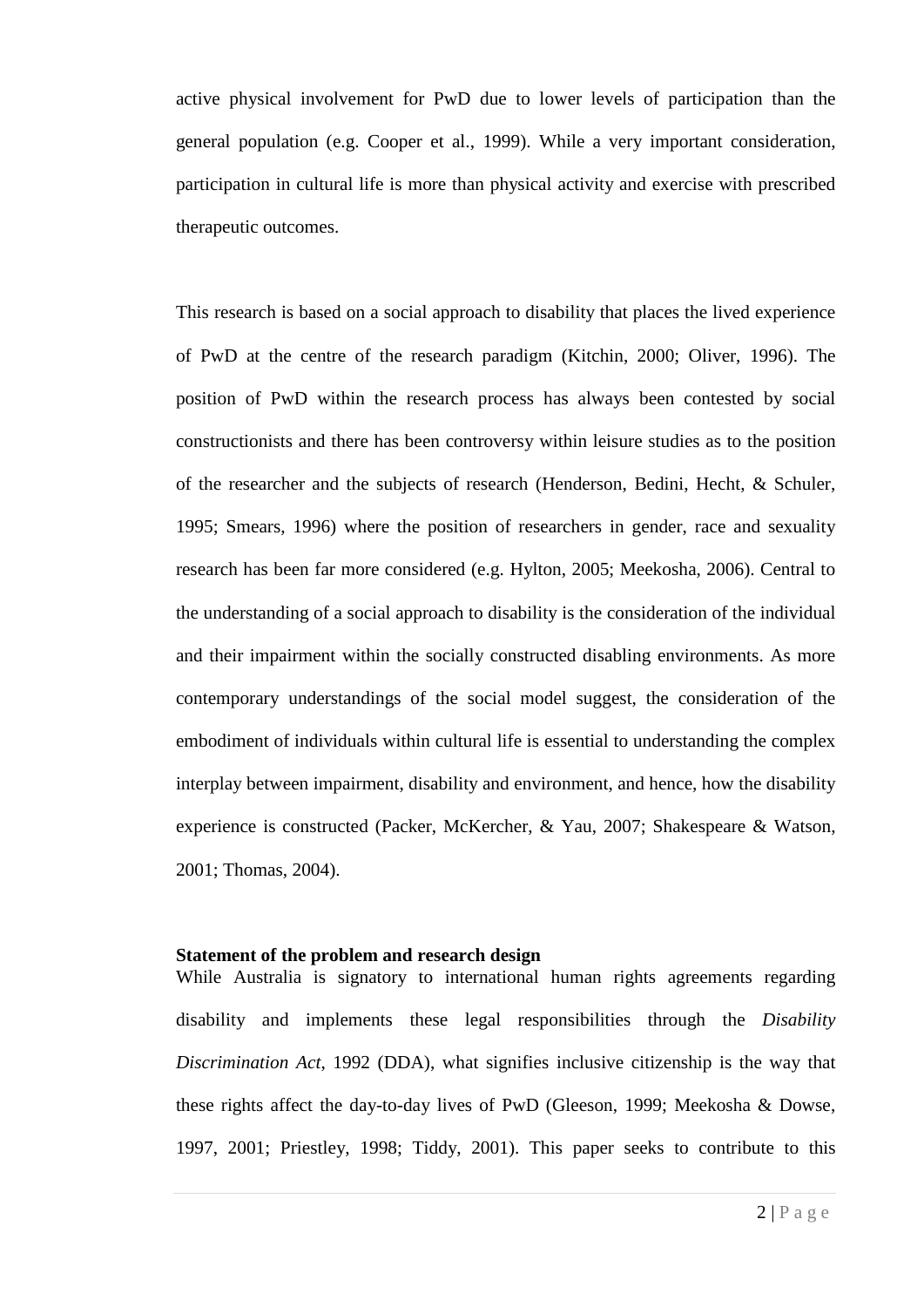active physical involvement for PwD due to lower levels of participation than the general population (e.g. Cooper et al., 1999). While a very important consideration, participation in cultural life is more than physical activity and exercise with prescribed therapeutic outcomes.

This research is based on a social approach to disability that places the lived experience of PwD at the centre of the research paradigm (Kitchin, 2000; Oliver, 1996). The position of PwD within the research process has always been contested by social constructionists and there has been controversy within leisure studies as to the position of the researcher and the subjects of research (Henderson, Bedini, Hecht, & Schuler, 1995; Smears, 1996) where the position of researchers in gender, race and sexuality research has been far more considered (e.g. Hylton, 2005; Meekosha, 2006). Central to the understanding of a social approach to disability is the consideration of the individual and their impairment within the socially constructed disabling environments. As more contemporary understandings of the social model suggest, the consideration of the embodiment of individuals within cultural life is essential to understanding the complex interplay between impairment, disability and environment, and hence, how the disability experience is constructed (Packer, McKercher, & Yau, 2007; Shakespeare & Watson, 2001; Thomas, 2004).

**Statement of the problem and research design**

While Australia is signatory to international human rights agreements regarding disability and implements these legal responsibilities through the *Disability Discrimination Act*, 1992 (DDA), what signifies inclusive citizenship is the way that these rights affect the day-to-day lives of PwD (Gleeson, 1999; Meekosha & Dowse, 1997, 2001; Priestley, 1998; Tiddy, 2001). This paper seeks to contribute to this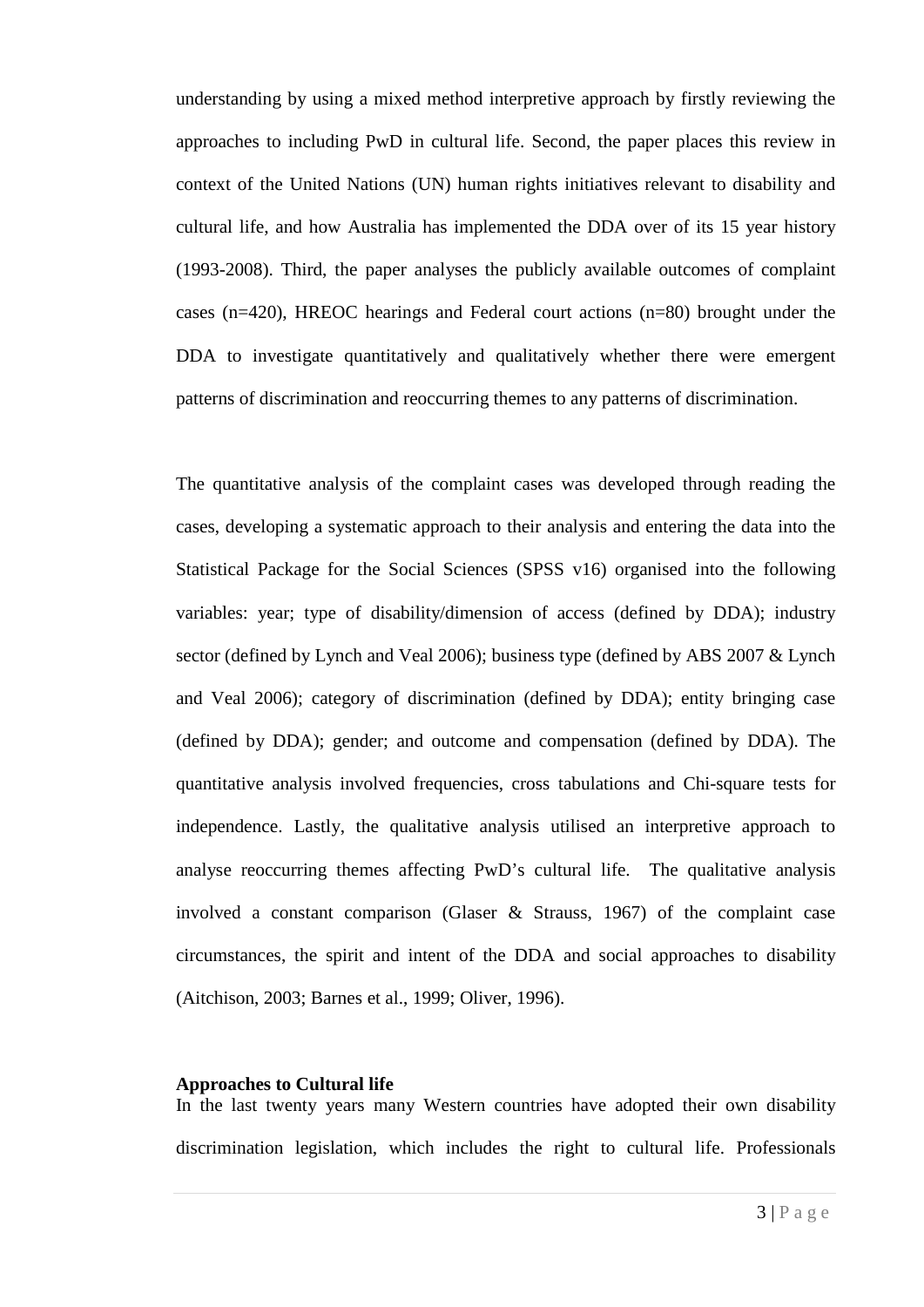understanding by using a mixed method interpretive approach by firstly reviewing the approaches to including PwD in cultural life. Second, the paper places this review in context of the United Nations (UN) human rights initiatives relevant to disability and cultural life, and how Australia has implemented the DDA over of its 15 year history (1993-2008). Third, the paper analyses the publicly available outcomes of complaint cases (n=420), HREOC hearings and Federal court actions (n=80) brought under the DDA to investigate quantitatively and qualitatively whether there were emergent patterns of discrimination and reoccurring themes to any patterns of discrimination.

The quantitative analysis of the complaint cases was developed through reading the cases, developing a systematic approach to their analysis and entering the data into the Statistical Package for the Social Sciences (SPSS v16) organised into the following variables: year; type of disability/dimension of access (defined by DDA); industry sector (defined by Lynch and Veal 2006); business type (defined by ABS 2007 & Lynch and Veal 2006); category of discrimination (defined by DDA); entity bringing case (defined by DDA); gender; and outcome and compensation (defined by DDA). The quantitative analysis involved frequencies, cross tabulations and Chi-square tests for independence. Lastly, the qualitative analysis utilised an interpretive approach to analyse reoccurring themes affecting PwD's cultural life. The qualitative analysis involved a constant comparison (Glaser & Strauss, 1967) of the complaint case circumstances, the spirit and intent of the DDA and social approaches to disability (Aitchison, 2003; Barnes et al., 1999; Oliver, 1996).

**Approaches to Cultural life**

In the last twenty years many Western countries have adopted their own disability discrimination legislation, which includes the right to cultural life. Professionals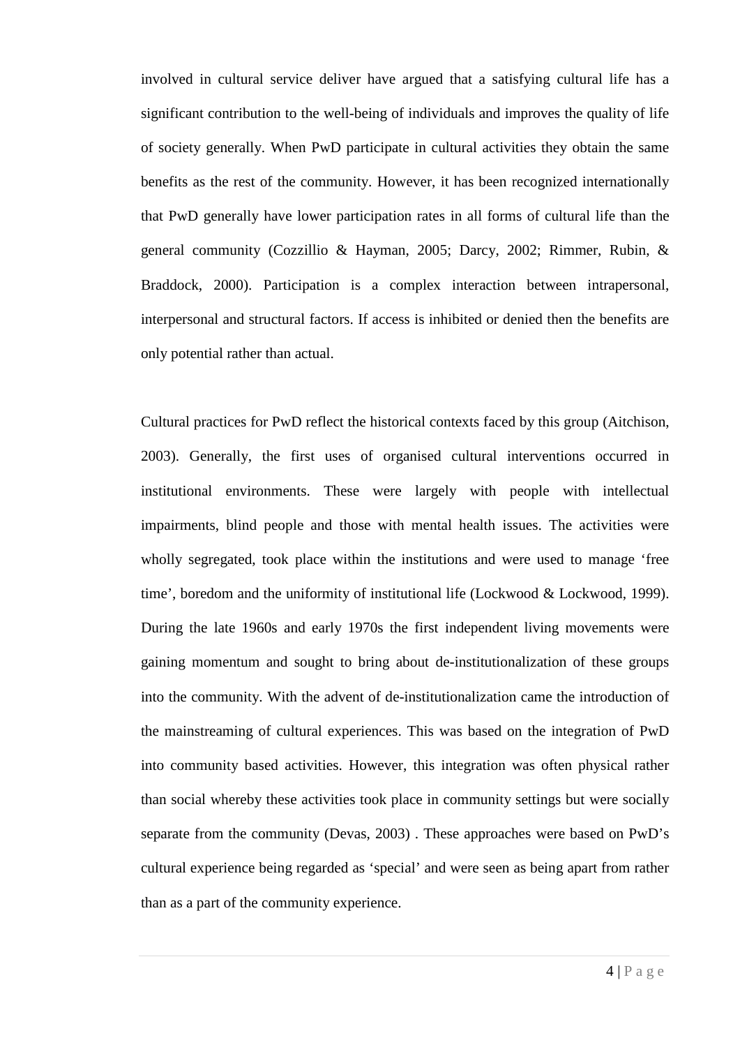involved in cultural service deliver have argued that a satisfying cultural life has a significant contribution to the well-being of individuals and improves the quality of life of society generally. When PwD participate in cultural activities they obtain the same benefits as the rest of the community. However, it has been recognized internationally that PwD generally have lower participation rates in all forms of cultural life than the general community (Cozzillio & Hayman, 2005; Darcy, 2002; Rimmer, Rubin, & Braddock, 2000). Participation is a complex interaction between intrapersonal, interpersonal and structural factors. If access is inhibited or denied then the benefits are only potential rather than actual.

Cultural practices for PwD reflect the historical contexts faced by this group (Aitchison, 2003). Generally, the first uses of organised cultural interventions occurred in institutional environments. These were largely with people with intellectual impairments, blind people and those with mental health issues. The activities were wholly segregated, took place within the institutions and were used to manage 'free time', boredom and the uniformity of institutional life (Lockwood & Lockwood, 1999). During the late 1960s and early 1970s the first independent living movements were gaining momentum and sought to bring about de-institutionalization of these groups into the community. With the advent of de-institutionalization came the introduction of the mainstreaming of cultural experiences. This was based on the integration of PwD into community based activities. However, this integration was often physical rather than social whereby these activities took place in community settings but were socially separate from the community (Devas, 2003) . These approaches were based on PwD's cultural experience being regarded as 'special' and were seen as being apart from rather than as a part of the community experience.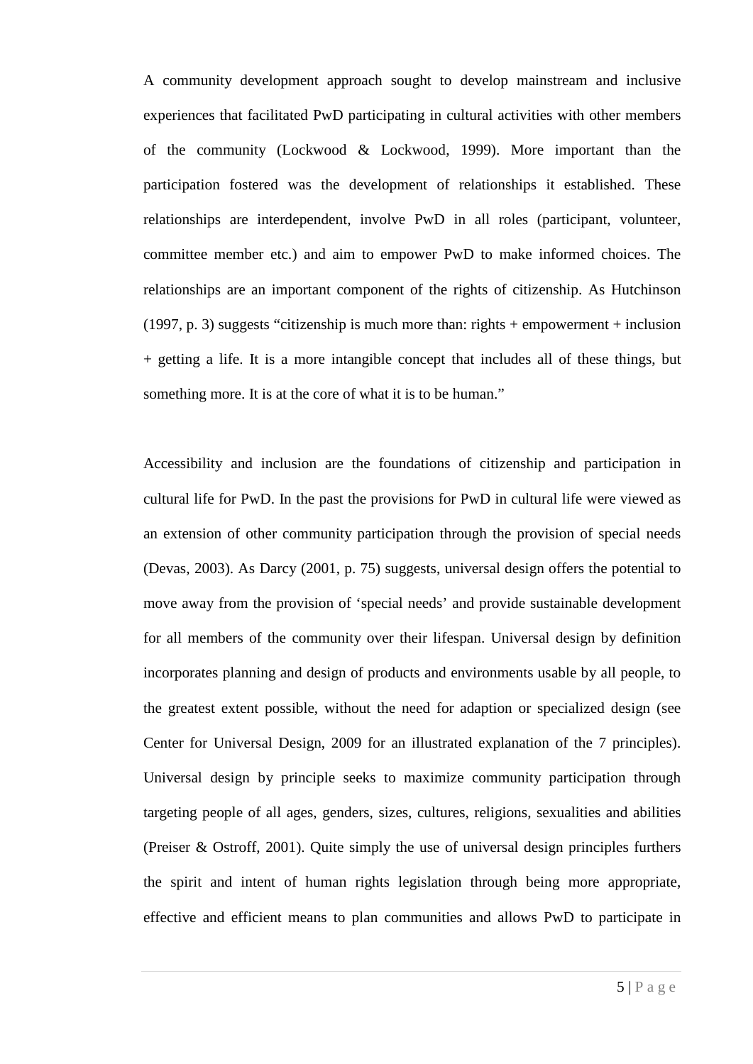A community development approach sought to develop mainstream and inclusive experiences that facilitated PwD participating in cultural activities with other members of the community (Lockwood & Lockwood, 1999). More important than the participation fostered was the development of relationships it established. These relationships are interdependent, involve PwD in all roles (participant, volunteer, committee member etc.) and aim to empower PwD to make informed choices. The relationships are an important component of the rights of citizenship. As Hutchinson (1997, p. 3) suggests "citizenship is much more than: rights + empowerment + inclusion + getting a life. It is a more intangible concept that includes all of these things, but something more. It is at the core of what it is to be human."

Accessibility and inclusion are the foundations of citizenship and participation in cultural life for PwD. In the past the provisions for PwD in cultural life were viewed as an extension of other community participation through the provision of special needs (Devas, 2003). As Darcy (2001, p. 75) suggests, universal design offers the potential to move away from the provision of 'special needs' and provide sustainable development for all members of the community over their lifespan. Universal design by definition incorporates planning and design of products and environments usable by all people, to the greatest extent possible, without the need for adaption or specialized design (see Center for Universal Design, 2009 for an illustrated explanation of the 7 principles). Universal design by principle seeks to maximize community participation through targeting people of all ages, genders, sizes, cultures, religions, sexualities and abilities (Preiser & Ostroff, 2001). Quite simply the use of universal design principles furthers the spirit and intent of human rights legislation through being more appropriate, effective and efficient means to plan communities and allows PwD to participate in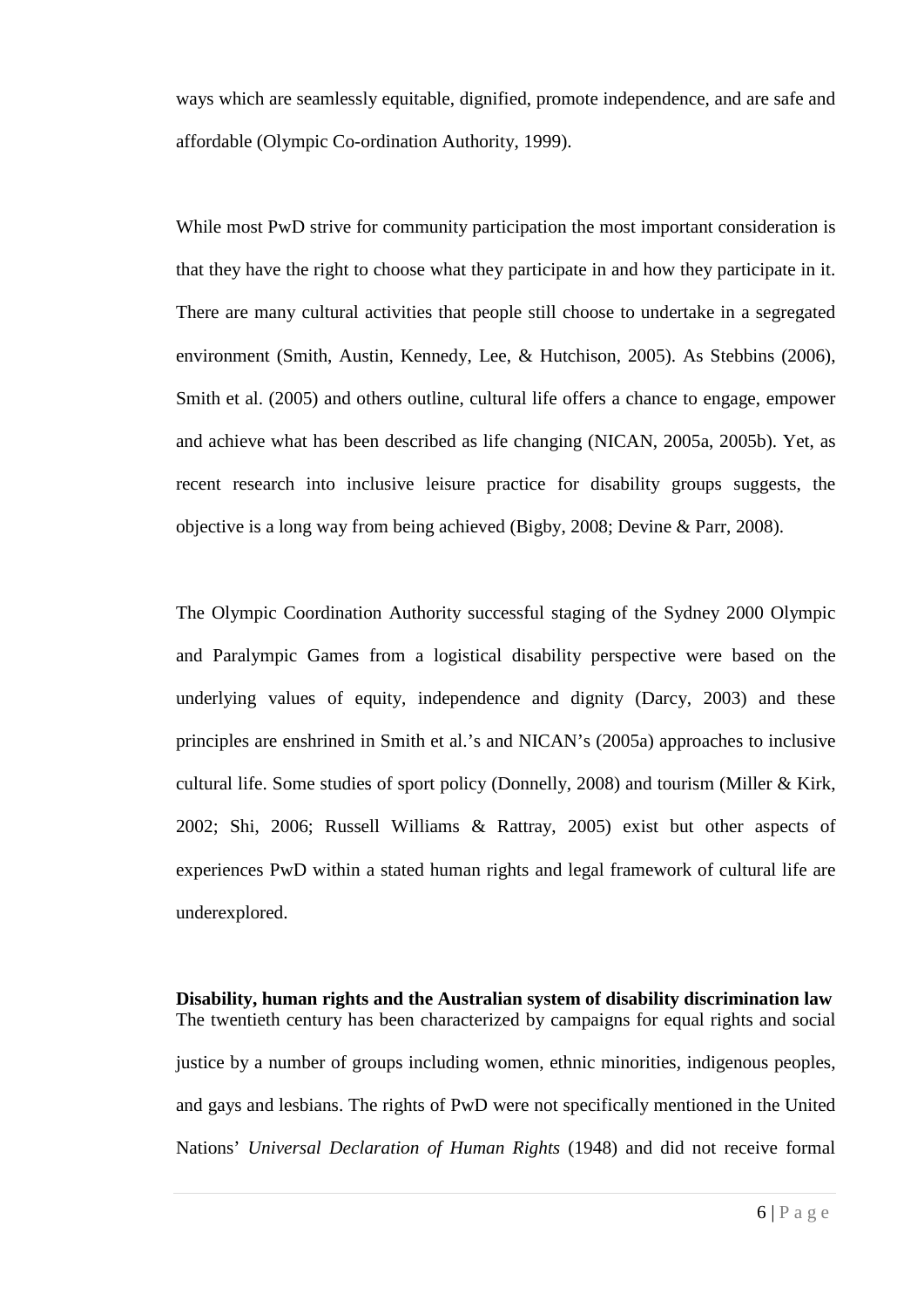ways which are seamlessly equitable, dignified, promote independence, and are safe and affordable (Olympic Co-ordination Authority, 1999).

While most PwD strive for community participation the most important consideration is that they have the right to choose what they participate in and how they participate in it. There are many cultural activities that people still choose to undertake in a segregated environment (Smith, Austin, Kennedy, Lee, & Hutchison, 2005). As Stebbins (2006), Smith et al. (2005) and others outline, cultural life offers a chance to engage, empower and achieve what has been described as life changing (NICAN, 2005a, 2005b). Yet, as recent research into inclusive leisure practice for disability groups suggests, the objective is a long way from being achieved (Bigby, 2008; Devine & Parr, 2008).

The Olympic Coordination Authority successful staging of the Sydney 2000 Olympic and Paralympic Games from a logistical disability perspective were based on the underlying values of equity, independence and dignity (Darcy, 2003) and these principles are enshrined in Smith et al.'s and NICAN's (2005a) approaches to inclusive cultural life. Some studies of sport policy (Donnelly, 2008) and tourism (Miller & Kirk, 2002; Shi, 2006; Russell Williams & Rattray, 2005) exist but other aspects of experiences PwD within a stated human rights and legal framework of cultural life are underexplored.

**Disability, human rights and the Australian system of disability discrimination law**

The twentieth century has been characterized by campaigns for equal rights and social justice by a number of groups including women, ethnic minorities, indigenous peoples, and gays and lesbians. The rights of PwD were not specifically mentioned in the United Nations' *Universal Declaration of Human Rights* (1948) and did not receive formal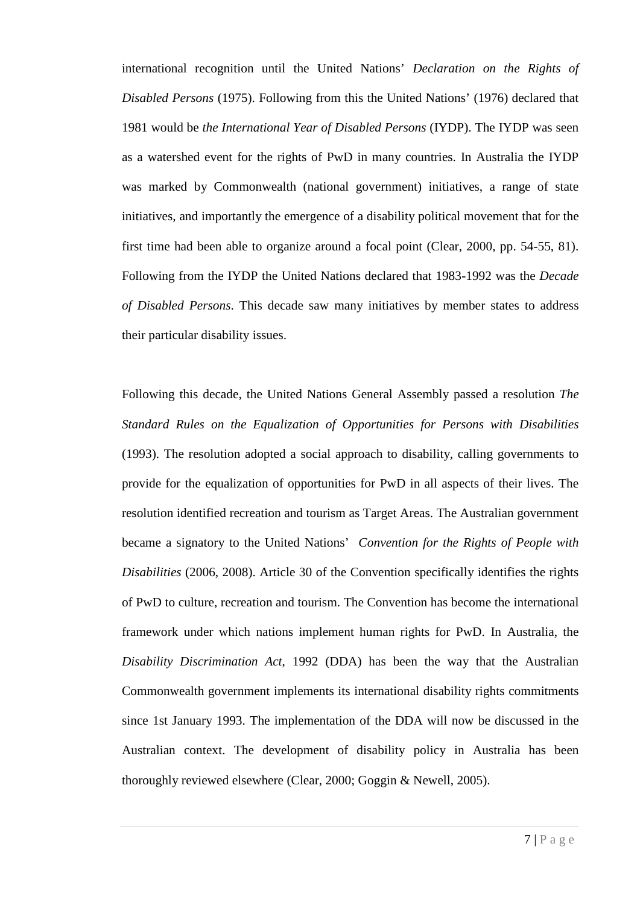international recognition until the United Nations' *Declaration on the Rights of Disabled Persons* (1975). Following from this the United Nations' (1976) declared that 1981 would be *the International Year of Disabled Persons* (IYDP). The IYDP was seen as a watershed event for the rights of PwD in many countries. In Australia the IYDP was marked by Commonwealth (national government) initiatives, a range of state initiatives, and importantly the emergence of a disability political movement that for the first time had been able to organize around a focal point (Clear, 2000, pp. 54-55, 81). Following from the IYDP the United Nations declared that 1983-1992 was the *Decade of Disabled Persons*. This decade saw many initiatives by member states to address their particular disability issues.

Following this decade, the United Nations General Assembly passed a resolution *The Standard Rules on the Equalization of Opportunities for Persons with Disabilities* (1993). The resolution adopted a social approach to disability, calling governments to provide for the equalization of opportunities for PwD in all aspects of their lives. The resolution identified recreation and tourism as Target Areas. The Australian government became a signatory to the United Nations' *Convention for the Rights of People with Disabilities* (2006, 2008). Article 30 of the Convention specifically identifies the rights of PwD to culture, recreation and tourism. The Convention has become the international framework under which nations implement human rights for PwD. In Australia, the *Disability Discrimination Act*, 1992 (DDA) has been the way that the Australian Commonwealth government implements its international disability rights commitments since 1st January 1993. The implementation of the DDA will now be discussed in the Australian context. The development of disability policy in Australia has been thoroughly reviewed elsewhere (Clear, 2000; Goggin & Newell, 2005).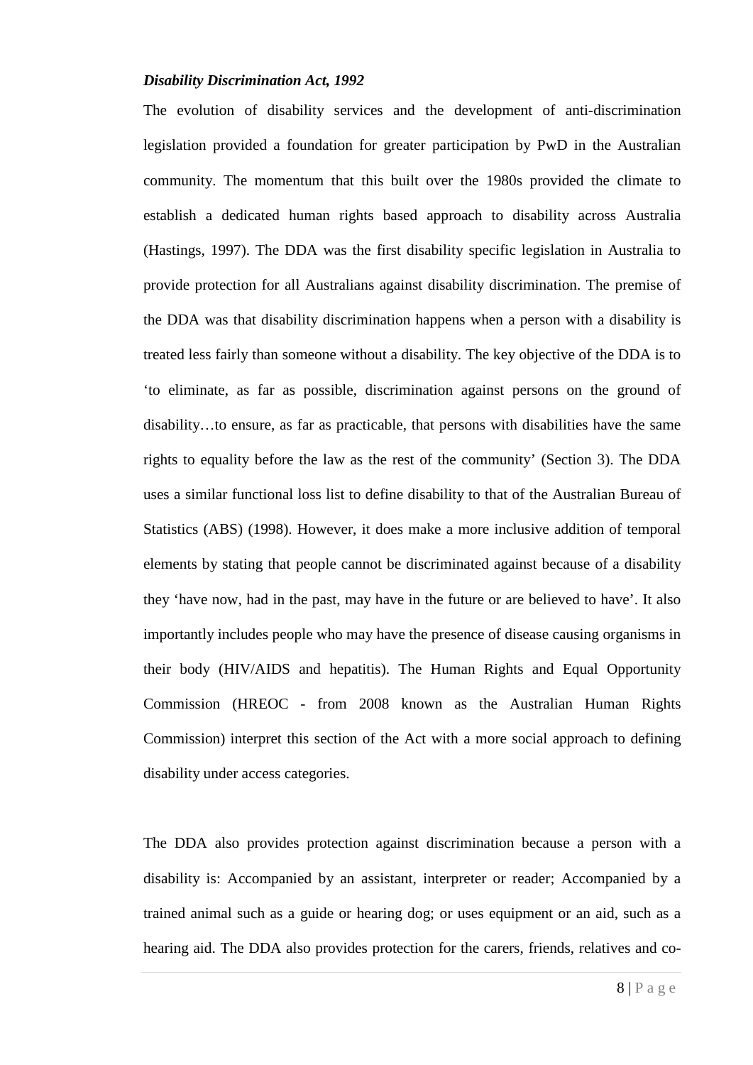***Disability Discrimination Act, 1992***

The evolution of disability services and the development of anti-discrimination legislation provided a foundation for greater participation by PwD in the Australian community. The momentum that this built over the 1980s provided the climate to establish a dedicated human rights based approach to disability across Australia (Hastings, 1997). The DDA was the first disability specific legislation in Australia to provide protection for all Australians against disability discrimination. The premise of the DDA was that disability discrimination happens when a person with a disability is treated less fairly than someone without a disability. The key objective of the DDA is to 'to eliminate, as far as possible, discrimination against persons on the ground of disability…to ensure, as far as practicable, that persons with disabilities have the same rights to equality before the law as the rest of the community' (Section 3). The DDA uses a similar functional loss list to define disability to that of the Australian Bureau of Statistics (ABS) (1998). However, it does make a more inclusive addition of temporal elements by stating that people cannot be discriminated against because of a disability they 'have now, had in the past, may have in the future or are believed to have'. It also importantly includes people who may have the presence of disease causing organisms in their body (HIV/AIDS and hepatitis). The Human Rights and Equal Opportunity Commission (HREOC - from 2008 known as the Australian Human Rights Commission) interpret this section of the Act with a more social approach to defining disability under access categories.

The DDA also provides protection against discrimination because a person with a disability is: Accompanied by an assistant, interpreter or reader; Accompanied by a trained animal such as a guide or hearing dog; or uses equipment or an aid, such as a hearing aid. The DDA also provides protection for the carers, friends, relatives and co-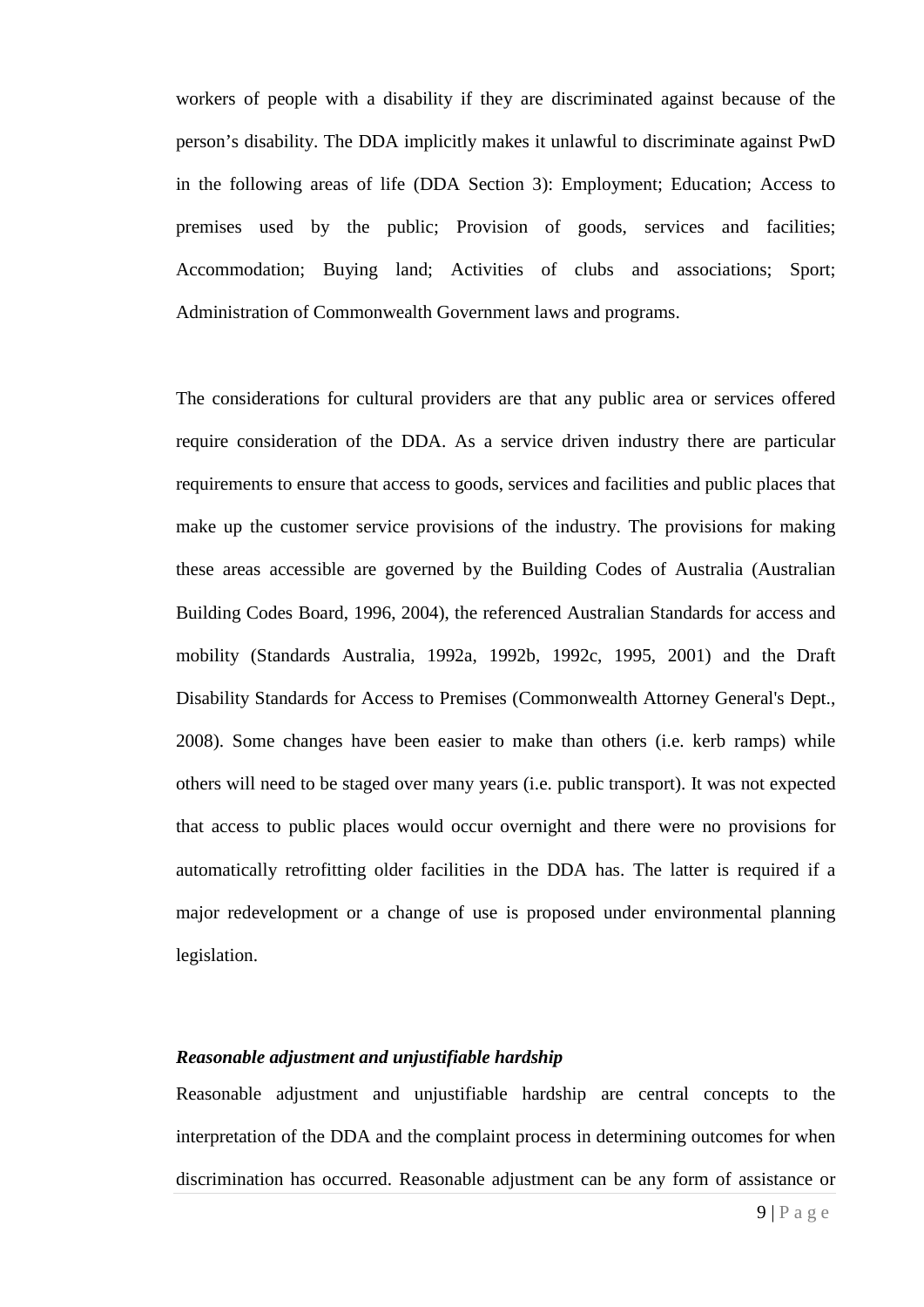workers of people with a disability if they are discriminated against because of the person's disability. The DDA implicitly makes it unlawful to discriminate against PwD in the following areas of life (DDA Section 3): Employment; Education; Access to premises used by the public; Provision of goods, services and facilities; Accommodation; Buying land; Activities of clubs and associations; Sport; Administration of Commonwealth Government laws and programs.

The considerations for cultural providers are that any public area or services offered require consideration of the DDA. As a service driven industry there are particular requirements to ensure that access to goods, services and facilities and public places that make up the customer service provisions of the industry. The provisions for making these areas accessible are governed by the Building Codes of Australia (Australian Building Codes Board, 1996, 2004), the referenced Australian Standards for access and mobility (Standards Australia, 1992a, 1992b, 1992c, 1995, 2001) and the Draft Disability Standards for Access to Premises (Commonwealth Attorney General's Dept., 2008). Some changes have been easier to make than others (i.e. kerb ramps) while others will need to be staged over many years (i.e. public transport). It was not expected that access to public places would occur overnight and there were no provisions for automatically retrofitting older facilities in the DDA has. The latter is required if a major redevelopment or a change of use is proposed under environmental planning legislation.

***Reasonable adjustment and unjustifiable hardship***

Reasonable adjustment and unjustifiable hardship are central concepts to the interpretation of the DDA and the complaint process in determining outcomes for when discrimination has occurred. Reasonable adjustment can be any form of assistance or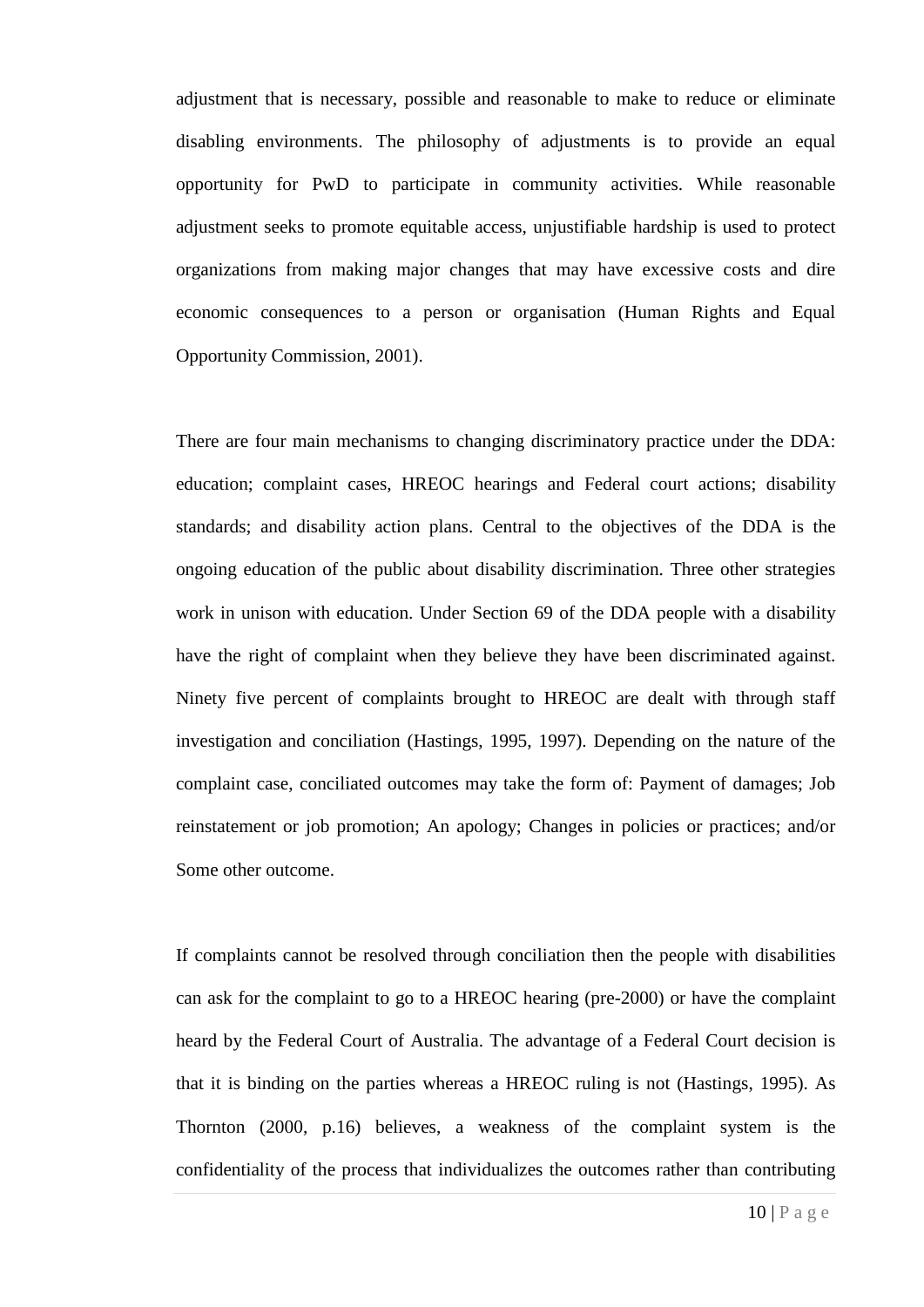adjustment that is necessary, possible and reasonable to make to reduce or eliminate disabling environments. The philosophy of adjustments is to provide an equal opportunity for PwD to participate in community activities. While reasonable adjustment seeks to promote equitable access, unjustifiable hardship is used to protect organizations from making major changes that may have excessive costs and dire economic consequences to a person or organisation (Human Rights and Equal Opportunity Commission, 2001).

There are four main mechanisms to changing discriminatory practice under the DDA: education; complaint cases, HREOC hearings and Federal court actions; disability standards; and disability action plans. Central to the objectives of the DDA is the ongoing education of the public about disability discrimination. Three other strategies work in unison with education. Under Section 69 of the DDA people with a disability have the right of complaint when they believe they have been discriminated against. Ninety five percent of complaints brought to HREOC are dealt with through staff investigation and conciliation (Hastings, 1995, 1997). Depending on the nature of the complaint case, conciliated outcomes may take the form of: Payment of damages; Job reinstatement or job promotion; An apology; Changes in policies or practices; and/or Some other outcome.

If complaints cannot be resolved through conciliation then the people with disabilities can ask for the complaint to go to a HREOC hearing (pre-2000) or have the complaint heard by the Federal Court of Australia. The advantage of a Federal Court decision is that it is binding on the parties whereas a HREOC ruling is not (Hastings, 1995). As Thornton (2000, p.16) believes, a weakness of the complaint system is the confidentiality of the process that individualizes the outcomes rather than contributing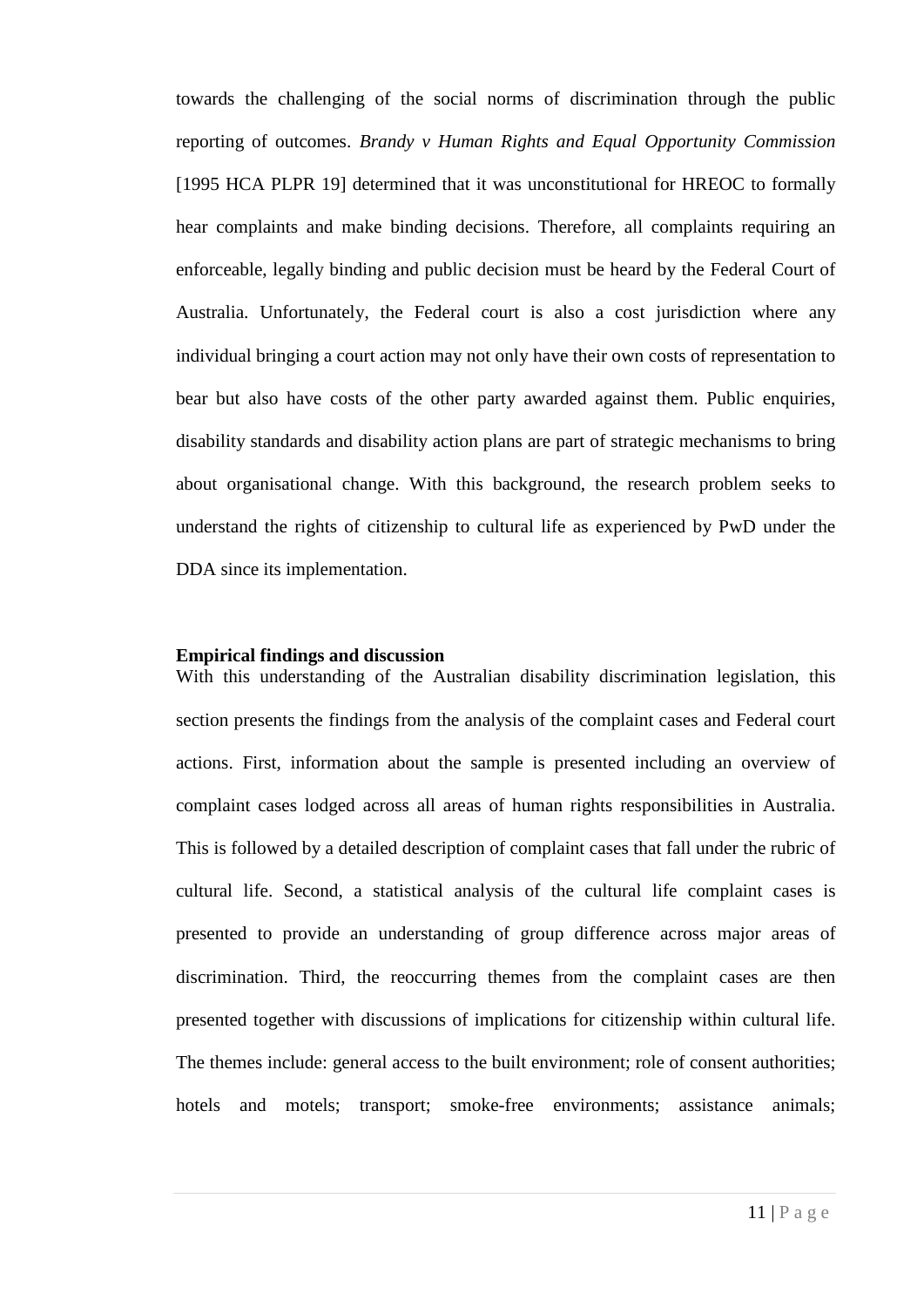towards the challenging of the social norms of discrimination through the public reporting of outcomes. *Brandy v Human Rights and Equal Opportunity Commission* [1995 HCA PLPR 19] determined that it was unconstitutional for HREOC to formally hear complaints and make binding decisions. Therefore, all complaints requiring an enforceable, legally binding and public decision must be heard by the Federal Court of Australia. Unfortunately, the Federal court is also a cost jurisdiction where any individual bringing a court action may not only have their own costs of representation to bear but also have costs of the other party awarded against them. Public enquiries, disability standards and disability action plans are part of strategic mechanisms to bring about organisational change. With this background, the research problem seeks to understand the rights of citizenship to cultural life as experienced by PwD under the DDA since its implementation.

## Empirical findings and discussion

With this understanding of the Australian disability discrimination legislation, this section presents the findings from the analysis of the complaint cases and Federal court actions. First, information about the sample is presented including an overview of complaint cases lodged across all areas of human rights responsibilities in Australia. This is followed by a detailed description of complaint cases that fall under the rubric of cultural life. Second, a statistical analysis of the cultural life complaint cases is presented to provide an understanding of group difference across major areas of discrimination. Third, the reoccurring themes from the complaint cases are then presented together with discussions of implications for citizenship within cultural life. The themes include: general access to the built environment; role of consent authorities; hotels and motels; transport; smoke-free environments; assistance animals;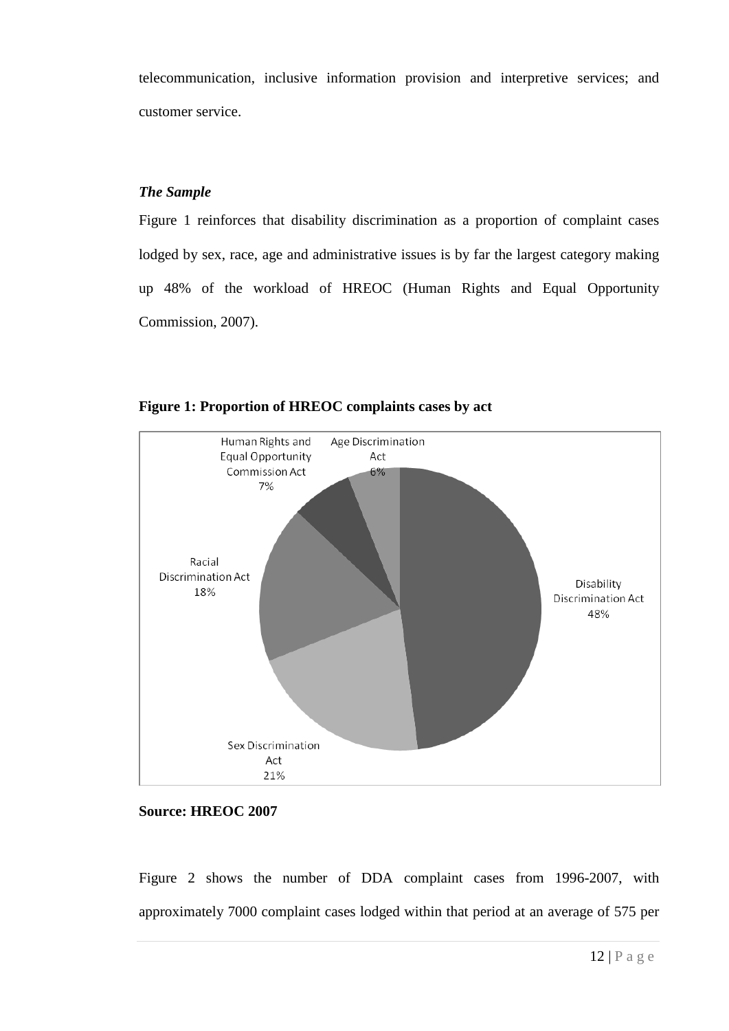telecommunication, inclusive information provision and interpretive services; and customer service.

### *The Sample*

Figure 1 reinforces that disability discrimination as a proportion of complaint cases lodged by sex, race, age and administrative issues is by far the largest category making up 48% of the workload of HREOC (Human Rights and Equal Opportunity Commission, 2007).

**Figure 1: Proportion of HREOC complaints cases by act**

| Act | Proportion |
| --- | --- |
| Disability Discrimination Act | 48% |
| Sex Discrimination Act | 21% |
| Racial Discrimination Act | 18% |
| Human Rights and Equal Opportunity Commission Act | 7% |
| Age Discrimination Act | 6% |

**Source: HREOC 2007**

Figure 2 shows the number of DDA complaint cases from 1996-2007, with approximately 7000 complaint cases lodged within that period at an average of 575 per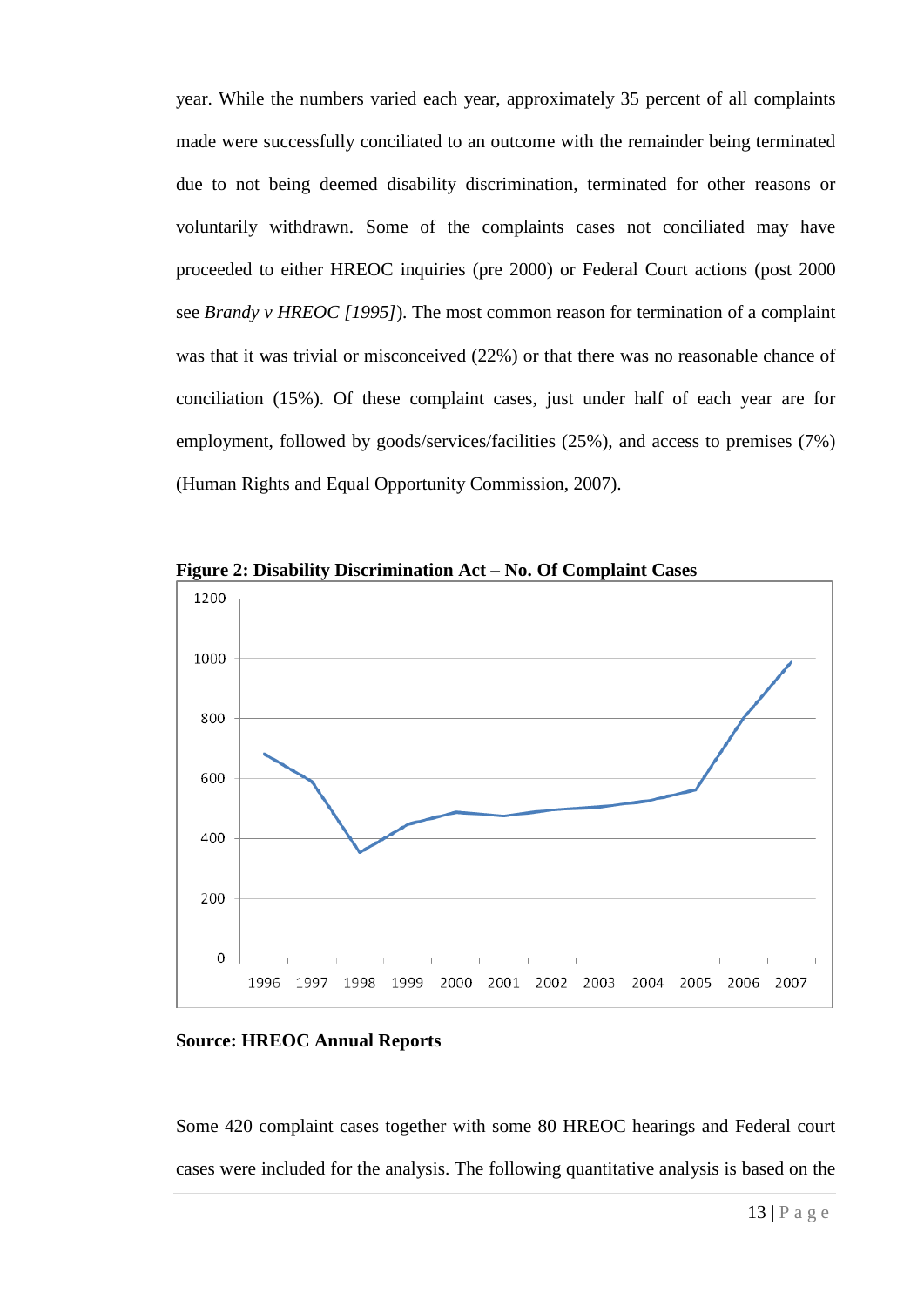year. While the numbers varied each year, approximately 35 percent of all complaints made were successfully conciliated to an outcome with the remainder being terminated due to not being deemed disability discrimination, terminated for other reasons or voluntarily withdrawn. Some of the complaints cases not conciliated may have proceeded to either HREOC inquiries (pre 2000) or Federal Court actions (post 2000 see *Brandy v HREOC [1995]*). The most common reason for termination of a complaint was that it was trivial or misconceived (22%) or that there was no reasonable chance of conciliation (15%). Of these complaint cases, just under half of each year are for employment, followed by goods/services/facilities (25%), and access to premises (7%) (Human Rights and Equal Opportunity Commission, 2007).

**Figure 2: Disability Discrimination Act – No. Of Complaint Cases**

**Source: HREOC Annual Reports**

Some 420 complaint cases together with some 80 HREOC hearings and Federal court cases were included for the analysis. The following quantitative analysis is based on the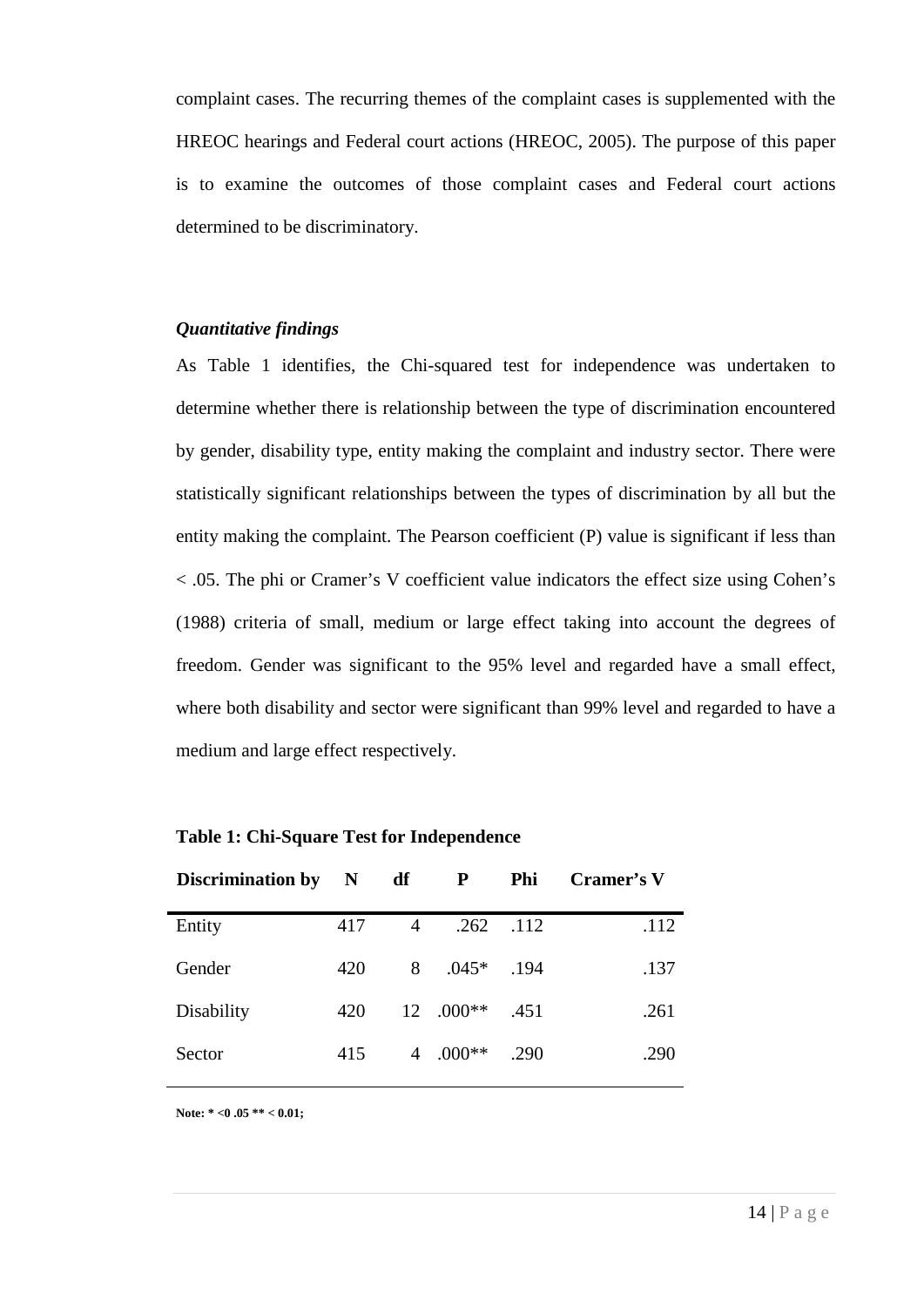complaint cases. The recurring themes of the complaint cases is supplemented with the HREOC hearings and Federal court actions (HREOC, 2005). The purpose of this paper is to examine the outcomes of those complaint cases and Federal court actions determined to be discriminatory.

### *Quantitative findings*

As Table 1 identifies, the Chi-squared test for independence was undertaken to determine whether there is relationship between the type of discrimination encountered by gender, disability type, entity making the complaint and industry sector. There were statistically significant relationships between the types of discrimination by all but the entity making the complaint. The Pearson coefficient (P) value is significant if less than < .05. The phi or Cramer's V coefficient value indicators the effect size using Cohen's (1988) criteria of small, medium or large effect taking into account the degrees of freedom. Gender was significant to the 95% level and regarded have a small effect, where both disability and sector were significant than 99% level and regarded to have a medium and large effect respectively.

**Table 1: Chi-Square Test for Independence**

| Discrimination by | N | df | P | Phi | Cramer's V |
|---|---|---|---|---|---|
| Entity | 417 | 4 | .262 | .112 | .112 |
| Gender | 420 | 8 | .045* | .194 | .137 |
| Disability | 420 | 12 | .000** | .451 | .261 |
| Sector | 415 | 4 | .000** | .290 | .290 |

**Note: * <0 .05 ** < 0.01;**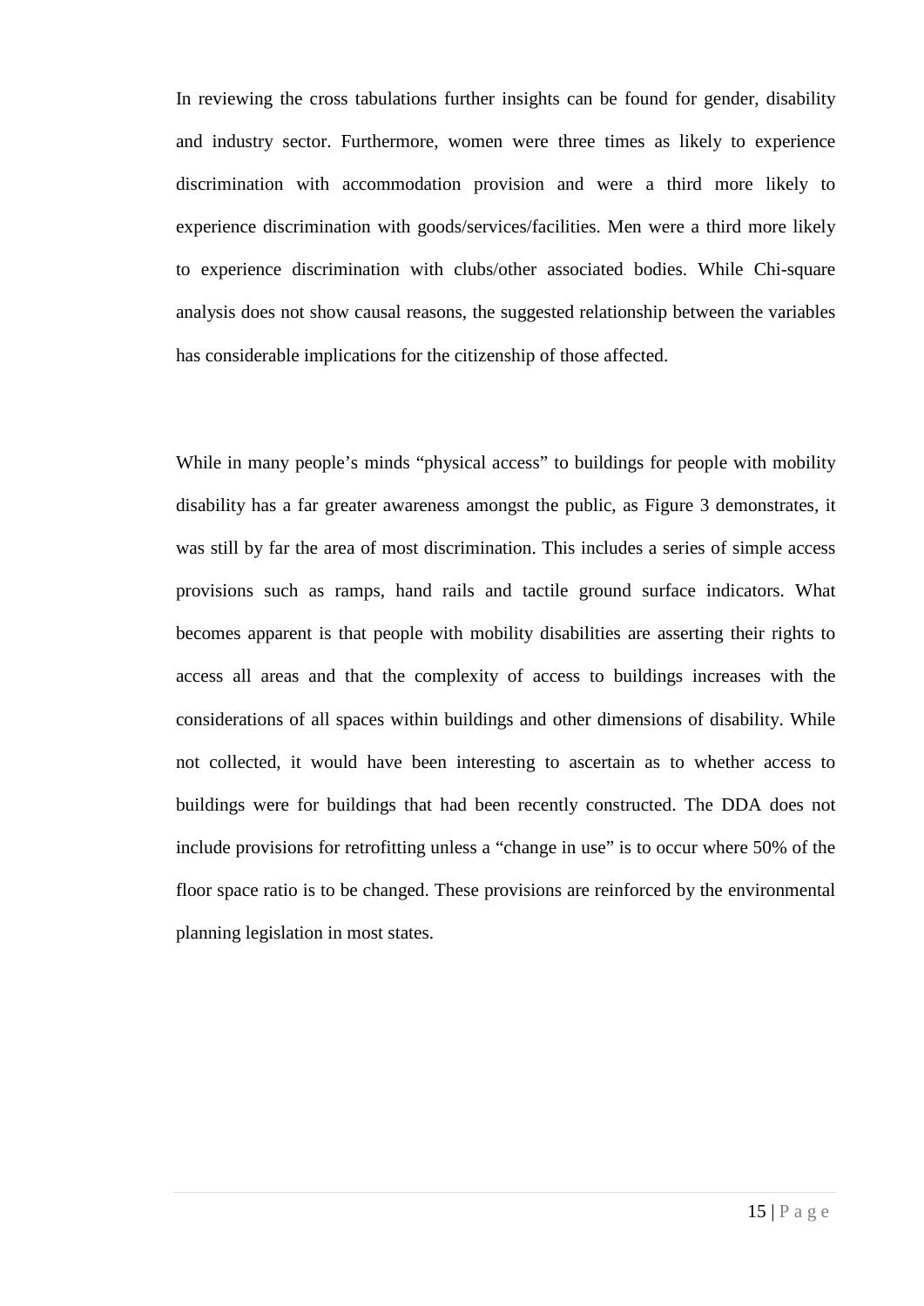In reviewing the cross tabulations further insights can be found for gender, disability and industry sector. Furthermore, women were three times as likely to experience discrimination with accommodation provision and were a third more likely to experience discrimination with goods/services/facilities. Men were a third more likely to experience discrimination with clubs/other associated bodies. While Chi-square analysis does not show causal reasons, the suggested relationship between the variables has considerable implications for the citizenship of those affected.

While in many people's minds "physical access" to buildings for people with mobility disability has a far greater awareness amongst the public, as Figure 3 demonstrates, it was still by far the area of most discrimination. This includes a series of simple access provisions such as ramps, hand rails and tactile ground surface indicators. What becomes apparent is that people with mobility disabilities are asserting their rights to access all areas and that the complexity of access to buildings increases with the considerations of all spaces within buildings and other dimensions of disability. While not collected, it would have been interesting to ascertain as to whether access to buildings were for buildings that had been recently constructed. The DDA does not include provisions for retrofitting unless a "change in use" is to occur where 50% of the floor space ratio is to be changed. These provisions are reinforced by the environmental planning legislation in most states.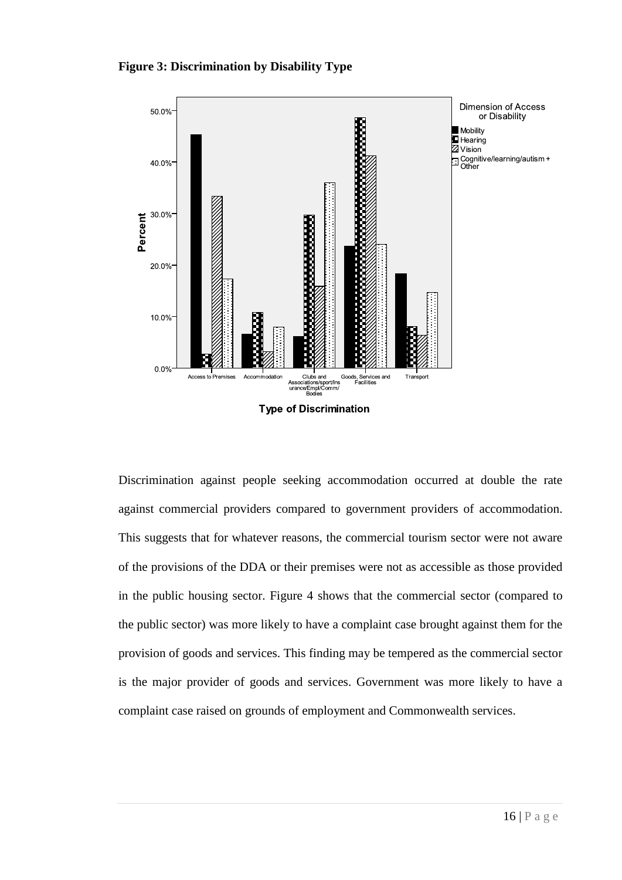**Figure 3: Discrimination by Disability Type**

Discrimination against people seeking accommodation occurred at double the rate against commercial providers compared to government providers of accommodation. This suggests that for whatever reasons, the commercial tourism sector were not aware of the provisions of the DDA or their premises were not as accessible as those provided in the public housing sector. Figure 4 shows that the commercial sector (compared to the public sector) was more likely to have a complaint case brought against them for the provision of goods and services. This finding may be tempered as the commercial sector is the major provider of goods and services. Government was more likely to have a complaint case raised on grounds of employment and Commonwealth services.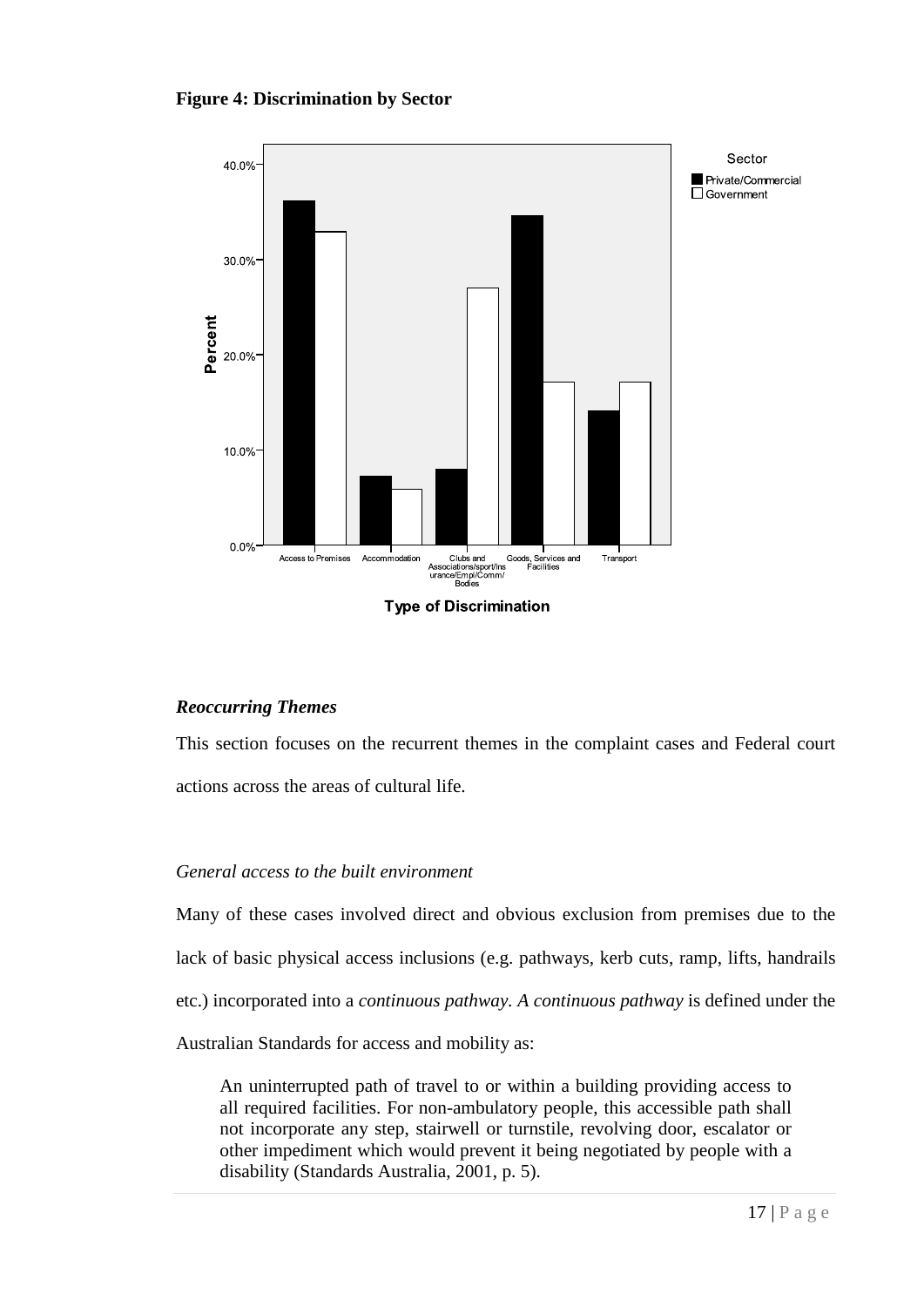**Figure 4: Discrimination by Sector**

### *Reoccurring Themes*

This section focuses on the recurrent themes in the complaint cases and Federal court actions across the areas of cultural life.

*General access to the built environment*

Many of these cases involved direct and obvious exclusion from premises due to the lack of basic physical access inclusions (e.g. pathways, kerb cuts, ramp, lifts, handrails etc.) incorporated into a *continuous pathway. A continuous pathway* is defined under the Australian Standards for access and mobility as:

> An uninterrupted path of travel to or within a building providing access to all required facilities. For non-ambulatory people, this accessible path shall not incorporate any step, stairwell or turnstile, revolving door, escalator or other impediment which would prevent it being negotiated by people with a disability (Standards Australia, 2001, p. 5).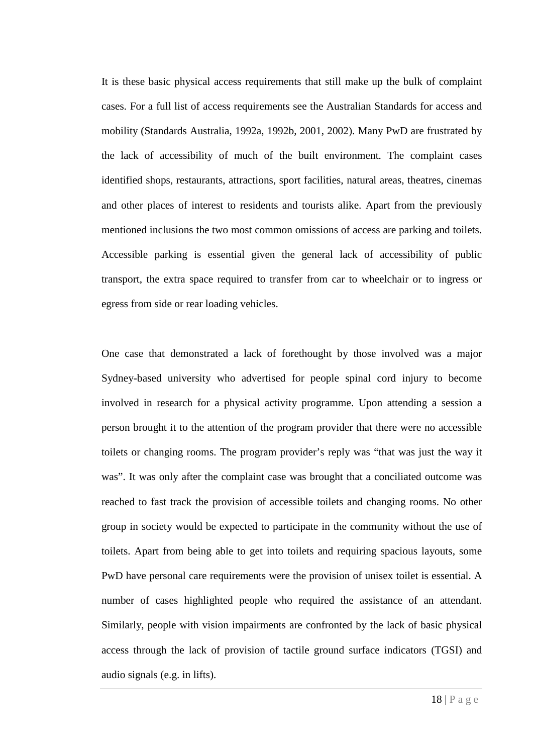It is these basic physical access requirements that still make up the bulk of complaint cases. For a full list of access requirements see the Australian Standards for access and mobility (Standards Australia, 1992a, 1992b, 2001, 2002). Many PwD are frustrated by the lack of accessibility of much of the built environment. The complaint cases identified shops, restaurants, attractions, sport facilities, natural areas, theatres, cinemas and other places of interest to residents and tourists alike. Apart from the previously mentioned inclusions the two most common omissions of access are parking and toilets. Accessible parking is essential given the general lack of accessibility of public transport, the extra space required to transfer from car to wheelchair or to ingress or egress from side or rear loading vehicles.

One case that demonstrated a lack of forethought by those involved was a major Sydney-based university who advertised for people spinal cord injury to become involved in research for a physical activity programme. Upon attending a session a person brought it to the attention of the program provider that there were no accessible toilets or changing rooms. The program provider's reply was "that was just the way it was". It was only after the complaint case was brought that a conciliated outcome was reached to fast track the provision of accessible toilets and changing rooms. No other group in society would be expected to participate in the community without the use of toilets. Apart from being able to get into toilets and requiring spacious layouts, some PwD have personal care requirements were the provision of unisex toilet is essential. A number of cases highlighted people who required the assistance of an attendant. Similarly, people with vision impairments are confronted by the lack of basic physical access through the lack of provision of tactile ground surface indicators (TGSI) and audio signals (e.g. in lifts).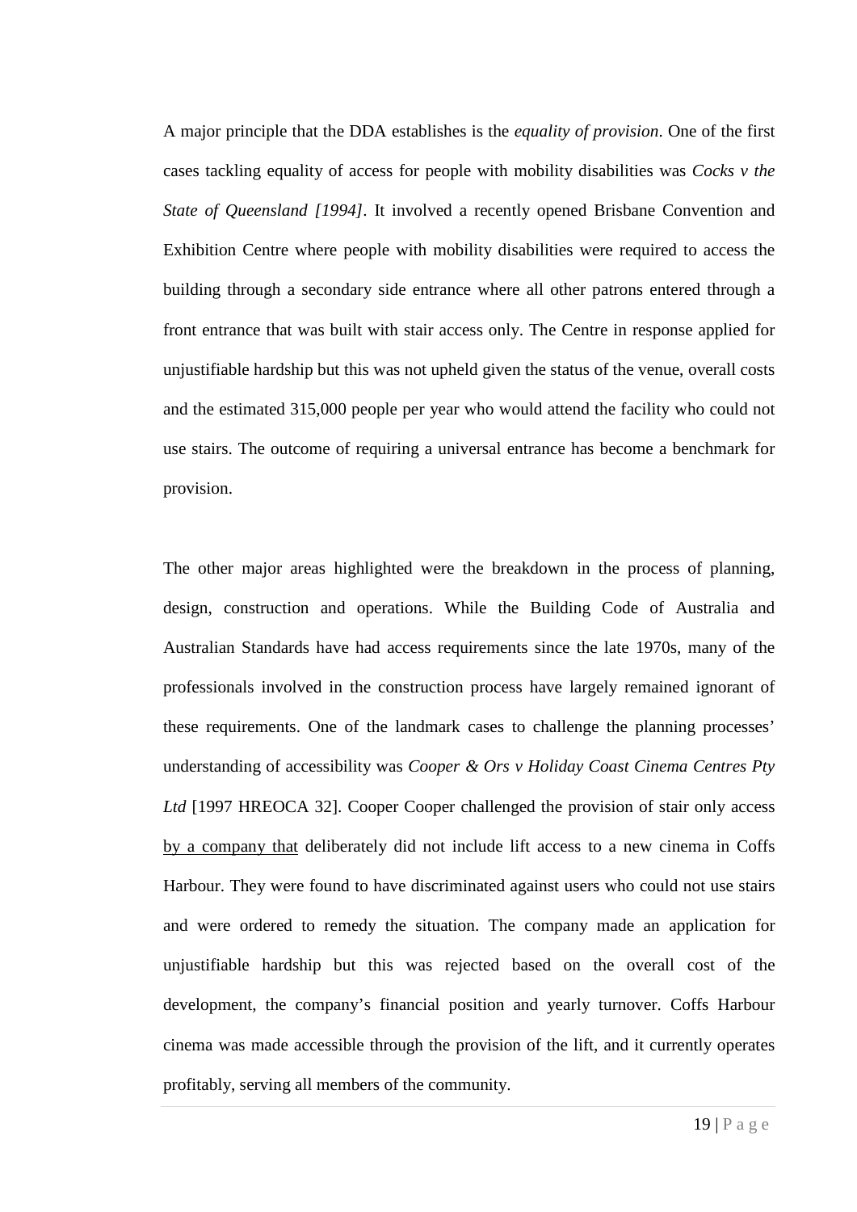A major principle that the DDA establishes is the *equality of provision*. One of the first cases tackling equality of access for people with mobility disabilities was *Cocks v the State of Queensland [1994]*. It involved a recently opened Brisbane Convention and Exhibition Centre where people with mobility disabilities were required to access the building through a secondary side entrance where all other patrons entered through a front entrance that was built with stair access only. The Centre in response applied for unjustifiable hardship but this was not upheld given the status of the venue, overall costs and the estimated 315,000 people per year who would attend the facility who could not use stairs. The outcome of requiring a universal entrance has become a benchmark for provision.

The other major areas highlighted were the breakdown in the process of planning, design, construction and operations. While the Building Code of Australia and Australian Standards have had access requirements since the late 1970s, many of the professionals involved in the construction process have largely remained ignorant of these requirements. One of the landmark cases to challenge the planning processes' understanding of accessibility was *Cooper & Ors v Holiday Coast Cinema Centres Pty Ltd* [1997 HREOCA 32]. Cooper Cooper challenged the provision of stair only access <u>by a company that</u> deliberately did not include lift access to a new cinema in Coffs Harbour. They were found to have discriminated against users who could not use stairs and were ordered to remedy the situation. The company made an application for unjustifiable hardship but this was rejected based on the overall cost of the development, the company's financial position and yearly turnover. Coffs Harbour cinema was made accessible through the provision of the lift, and it currently operates profitably, serving all members of the community.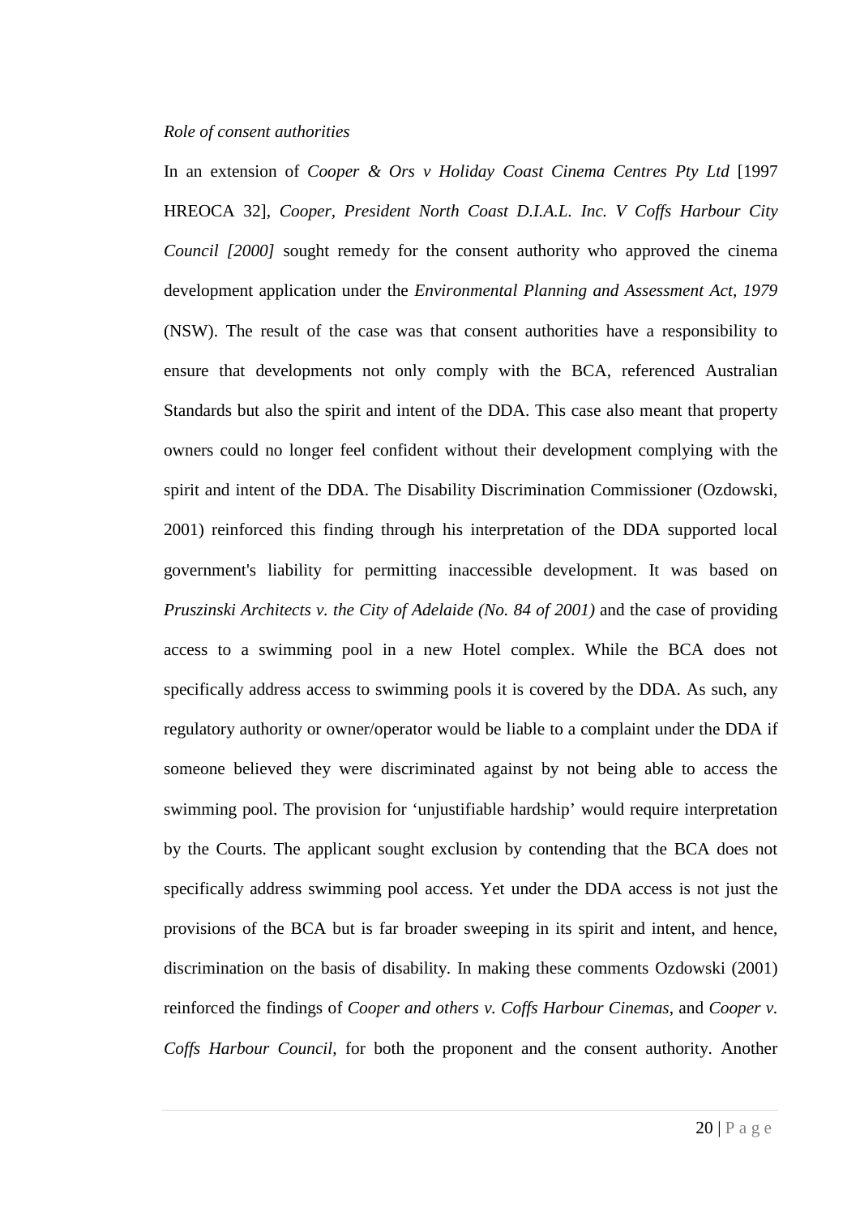*Role of consent authorities*

In an extension of *Cooper & Ors v Holiday Coast Cinema Centres Pty Ltd* [1997 HREOCA 32], *Cooper, President North Coast D.I.A.L. Inc. V Coffs Harbour City Council [2000]* sought remedy for the consent authority who approved the cinema development application under the *Environmental Planning and Assessment Act, 1979* (NSW). The result of the case was that consent authorities have a responsibility to ensure that developments not only comply with the BCA, referenced Australian Standards but also the spirit and intent of the DDA. This case also meant that property owners could no longer feel confident without their development complying with the spirit and intent of the DDA. The Disability Discrimination Commissioner (Ozdowski, 2001) reinforced this finding through his interpretation of the DDA supported local government's liability for permitting inaccessible development. It was based on *Pruszinski Architects v. the City of Adelaide (No. 84 of 2001)* and the case of providing access to a swimming pool in a new Hotel complex. While the BCA does not specifically address access to swimming pools it is covered by the DDA. As such, any regulatory authority or owner/operator would be liable to a complaint under the DDA if someone believed they were discriminated against by not being able to access the swimming pool. The provision for 'unjustifiable hardship' would require interpretation by the Courts. The applicant sought exclusion by contending that the BCA does not specifically address swimming pool access. Yet under the DDA access is not just the provisions of the BCA but is far broader sweeping in its spirit and intent, and hence, discrimination on the basis of disability. In making these comments Ozdowski (2001) reinforced the findings of *Cooper and others v. Coffs Harbour Cinemas*, and *Cooper v. Coffs Harbour Council*, for both the proponent and the consent authority. Another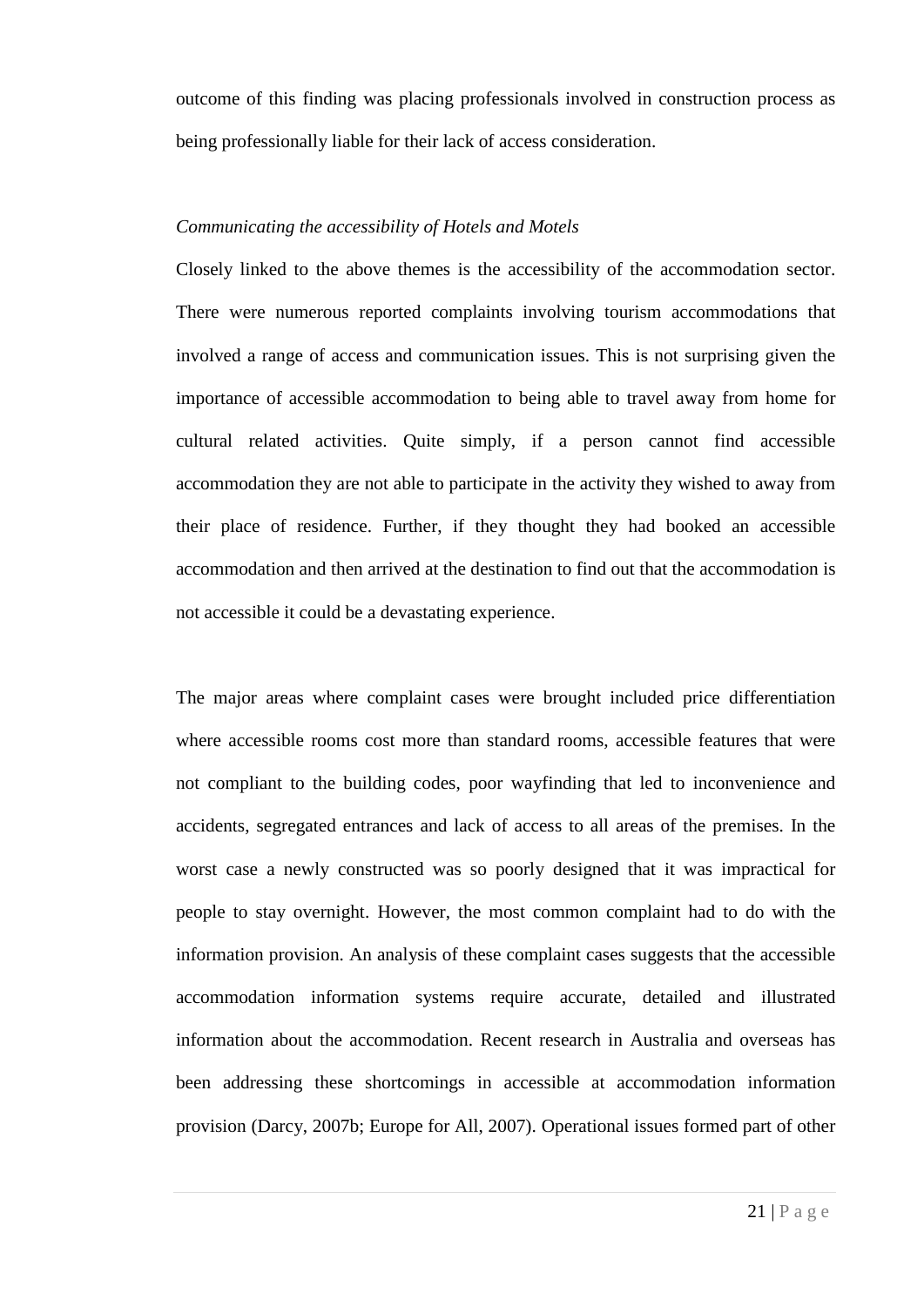outcome of this finding was placing professionals involved in construction process as being professionally liable for their lack of access consideration.

*Communicating the accessibility of Hotels and Motels*

Closely linked to the above themes is the accessibility of the accommodation sector. There were numerous reported complaints involving tourism accommodations that involved a range of access and communication issues. This is not surprising given the importance of accessible accommodation to being able to travel away from home for cultural related activities. Quite simply, if a person cannot find accessible accommodation they are not able to participate in the activity they wished to away from their place of residence. Further, if they thought they had booked an accessible accommodation and then arrived at the destination to find out that the accommodation is not accessible it could be a devastating experience.

The major areas where complaint cases were brought included price differentiation where accessible rooms cost more than standard rooms, accessible features that were not compliant to the building codes, poor wayfinding that led to inconvenience and accidents, segregated entrances and lack of access to all areas of the premises. In the worst case a newly constructed was so poorly designed that it was impractical for people to stay overnight. However, the most common complaint had to do with the information provision. An analysis of these complaint cases suggests that the accessible accommodation information systems require accurate, detailed and illustrated information about the accommodation. Recent research in Australia and overseas has been addressing these shortcomings in accessible at accommodation information provision (Darcy, 2007b; Europe for All, 2007). Operational issues formed part of other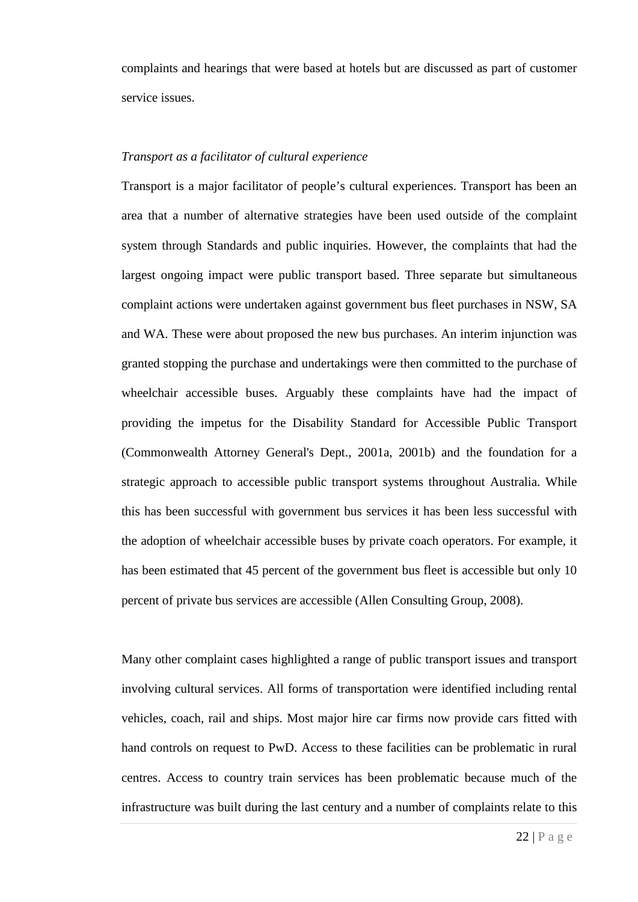complaints and hearings that were based at hotels but are discussed as part of customer service issues.

*Transport as a facilitator of cultural experience*

Transport is a major facilitator of people's cultural experiences. Transport has been an area that a number of alternative strategies have been used outside of the complaint system through Standards and public inquiries. However, the complaints that had the largest ongoing impact were public transport based. Three separate but simultaneous complaint actions were undertaken against government bus fleet purchases in NSW, SA and WA. These were about proposed the new bus purchases. An interim injunction was granted stopping the purchase and undertakings were then committed to the purchase of wheelchair accessible buses. Arguably these complaints have had the impact of providing the impetus for the Disability Standard for Accessible Public Transport (Commonwealth Attorney General's Dept., 2001a, 2001b) and the foundation for a strategic approach to accessible public transport systems throughout Australia. While this has been successful with government bus services it has been less successful with the adoption of wheelchair accessible buses by private coach operators. For example, it has been estimated that 45 percent of the government bus fleet is accessible but only 10 percent of private bus services are accessible (Allen Consulting Group, 2008).

Many other complaint cases highlighted a range of public transport issues and transport involving cultural services. All forms of transportation were identified including rental vehicles, coach, rail and ships. Most major hire car firms now provide cars fitted with hand controls on request to PwD. Access to these facilities can be problematic in rural centres. Access to country train services has been problematic because much of the infrastructure was built during the last century and a number of complaints relate to this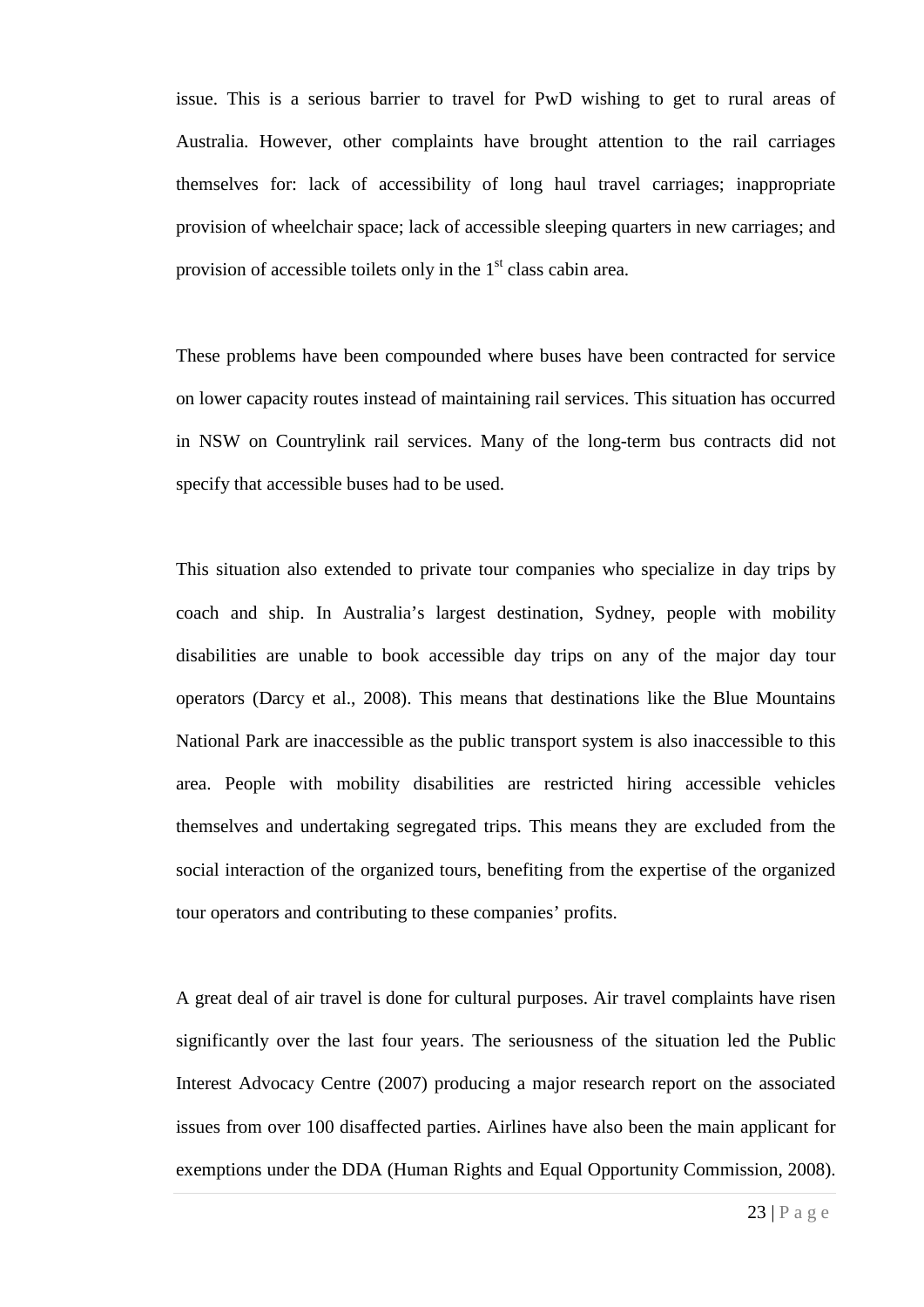issue. This is a serious barrier to travel for PwD wishing to get to rural areas of Australia. However, other complaints have brought attention to the rail carriages themselves for: lack of accessibility of long haul travel carriages; inappropriate provision of wheelchair space; lack of accessible sleeping quarters in new carriages; and provision of accessible toilets only in the 1st class cabin area.

These problems have been compounded where buses have been contracted for service on lower capacity routes instead of maintaining rail services. This situation has occurred in NSW on Countrylink rail services. Many of the long-term bus contracts did not specify that accessible buses had to be used.

This situation also extended to private tour companies who specialize in day trips by coach and ship. In Australia's largest destination, Sydney, people with mobility disabilities are unable to book accessible day trips on any of the major day tour operators (Darcy et al., 2008). This means that destinations like the Blue Mountains National Park are inaccessible as the public transport system is also inaccessible to this area. People with mobility disabilities are restricted hiring accessible vehicles themselves and undertaking segregated trips. This means they are excluded from the social interaction of the organized tours, benefiting from the expertise of the organized tour operators and contributing to these companies' profits.

A great deal of air travel is done for cultural purposes. Air travel complaints have risen significantly over the last four years. The seriousness of the situation led the Public Interest Advocacy Centre (2007) producing a major research report on the associated issues from over 100 disaffected parties. Airlines have also been the main applicant for exemptions under the DDA (Human Rights and Equal Opportunity Commission, 2008).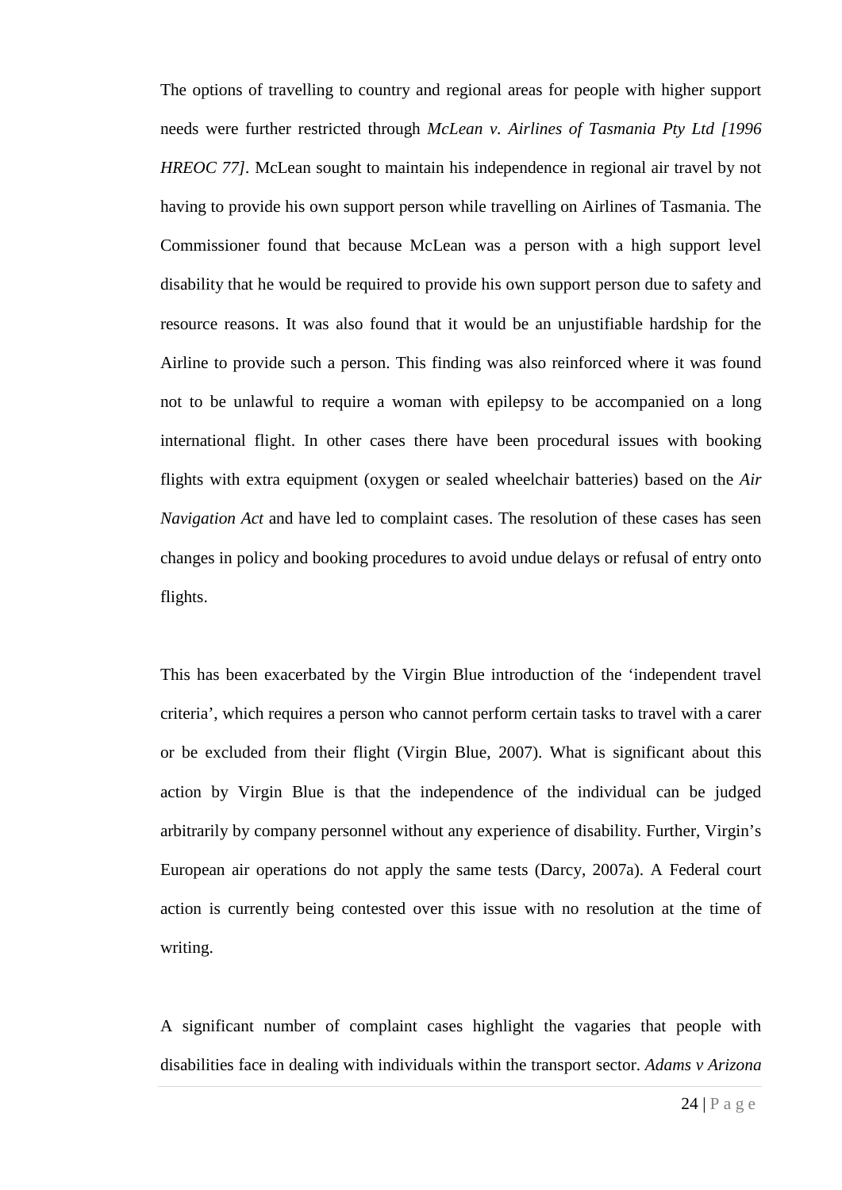The options of travelling to country and regional areas for people with higher support needs were further restricted through *McLean v. Airlines of Tasmania Pty Ltd [1996 HREOC 77]*. McLean sought to maintain his independence in regional air travel by not having to provide his own support person while travelling on Airlines of Tasmania. The Commissioner found that because McLean was a person with a high support level disability that he would be required to provide his own support person due to safety and resource reasons. It was also found that it would be an unjustifiable hardship for the Airline to provide such a person. This finding was also reinforced where it was found not to be unlawful to require a woman with epilepsy to be accompanied on a long international flight. In other cases there have been procedural issues with booking flights with extra equipment (oxygen or sealed wheelchair batteries) based on the *Air Navigation Act* and have led to complaint cases. The resolution of these cases has seen changes in policy and booking procedures to avoid undue delays or refusal of entry onto flights.

This has been exacerbated by the Virgin Blue introduction of the 'independent travel criteria', which requires a person who cannot perform certain tasks to travel with a carer or be excluded from their flight (Virgin Blue, 2007). What is significant about this action by Virgin Blue is that the independence of the individual can be judged arbitrarily by company personnel without any experience of disability. Further, Virgin's European air operations do not apply the same tests (Darcy, 2007a). A Federal court action is currently being contested over this issue with no resolution at the time of writing.

A significant number of complaint cases highlight the vagaries that people with disabilities face in dealing with individuals within the transport sector. *Adams v Arizona*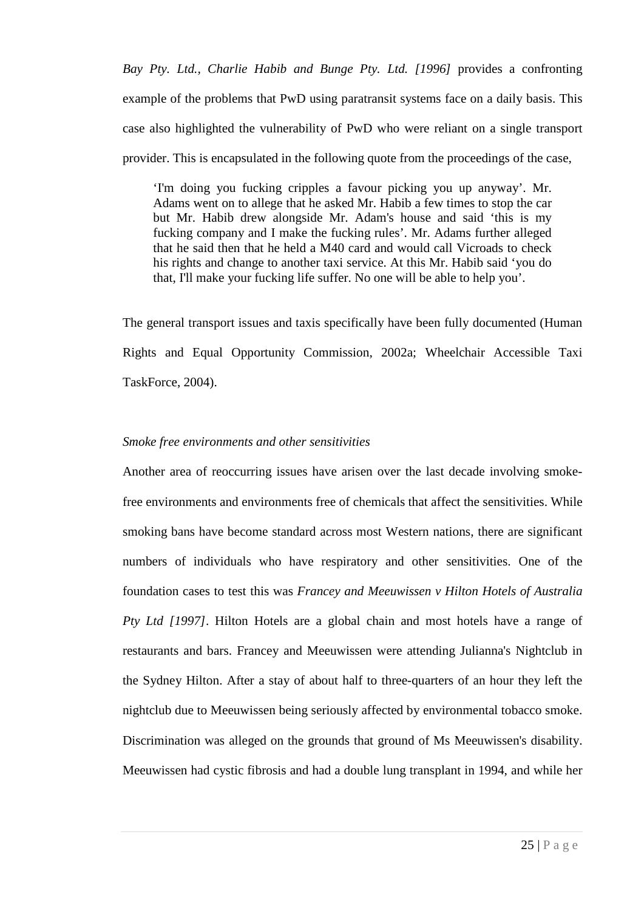*Bay Pty. Ltd., Charlie Habib and Bunge Pty. Ltd. [1996]* provides a confronting example of the problems that PwD using paratransit systems face on a daily basis. This case also highlighted the vulnerability of PwD who were reliant on a single transport provider. This is encapsulated in the following quote from the proceedings of the case,

> 'I'm doing you fucking cripples a favour picking you up anyway'. Mr. Adams went on to allege that he asked Mr. Habib a few times to stop the car but Mr. Habib drew alongside Mr. Adam's house and said 'this is my fucking company and I make the fucking rules'. Mr. Adams further alleged that he said then that he held a M40 card and would call Vicroads to check his rights and change to another taxi service. At this Mr. Habib said 'you do that, I'll make your fucking life suffer. No one will be able to help you'.

The general transport issues and taxis specifically have been fully documented (Human Rights and Equal Opportunity Commission, 2002a; Wheelchair Accessible Taxi TaskForce, 2004).

*Smoke free environments and other sensitivities*

Another area of reoccurring issues have arisen over the last decade involving smoke-free environments and environments free of chemicals that affect the sensitivities. While smoking bans have become standard across most Western nations, there are significant numbers of individuals who have respiratory and other sensitivities. One of the foundation cases to test this was *Francey and Meeuwissen v Hilton Hotels of Australia Pty Ltd [1997]*. Hilton Hotels are a global chain and most hotels have a range of restaurants and bars. Francey and Meeuwissen were attending Julianna's Nightclub in the Sydney Hilton. After a stay of about half to three-quarters of an hour they left the nightclub due to Meeuwissen being seriously affected by environmental tobacco smoke. Discrimination was alleged on the grounds that ground of Ms Meeuwissen's disability. Meeuwissen had cystic fibrosis and had a double lung transplant in 1994, and while her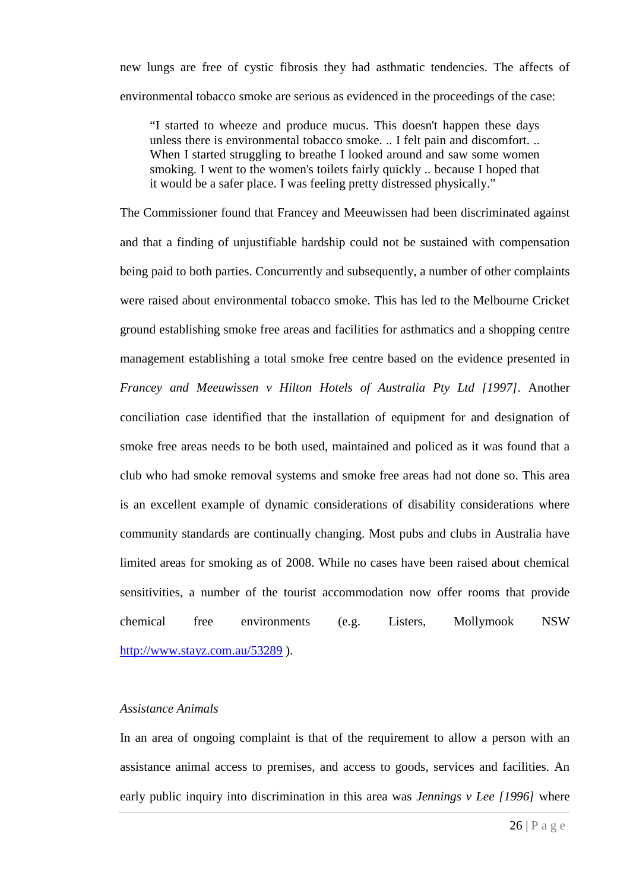new lungs are free of cystic fibrosis they had asthmatic tendencies. The affects of environmental tobacco smoke are serious as evidenced in the proceedings of the case:

> "I started to wheeze and produce mucus. This doesn't happen these days unless there is environmental tobacco smoke. .. I felt pain and discomfort. .. When I started struggling to breathe I looked around and saw some women smoking. I went to the women's toilets fairly quickly .. because I hoped that it would be a safer place. I was feeling pretty distressed physically."

The Commissioner found that Francey and Meeuwissen had been discriminated against and that a finding of unjustifiable hardship could not be sustained with compensation being paid to both parties. Concurrently and subsequently, a number of other complaints were raised about environmental tobacco smoke. This has led to the Melbourne Cricket ground establishing smoke free areas and facilities for asthmatics and a shopping centre management establishing a total smoke free centre based on the evidence presented in *Francey and Meeuwissen v Hilton Hotels of Australia Pty Ltd [1997]*. Another conciliation case identified that the installation of equipment for and designation of smoke free areas needs to be both used, maintained and policed as it was found that a club who had smoke removal systems and smoke free areas had not done so. This area is an excellent example of dynamic considerations of disability considerations where community standards are continually changing. Most pubs and clubs in Australia have limited areas for smoking as of 2008. While no cases have been raised about chemical sensitivities, a number of the tourist accommodation now offer rooms that provide chemical free environments (e.g. Listers, Mollymook NSW http://www.stayz.com.au/53289 ).

*Assistance Animals*

In an area of ongoing complaint is that of the requirement to allow a person with an assistance animal access to premises, and access to goods, services and facilities. An early public inquiry into discrimination in this area was *Jennings v Lee [1996]* where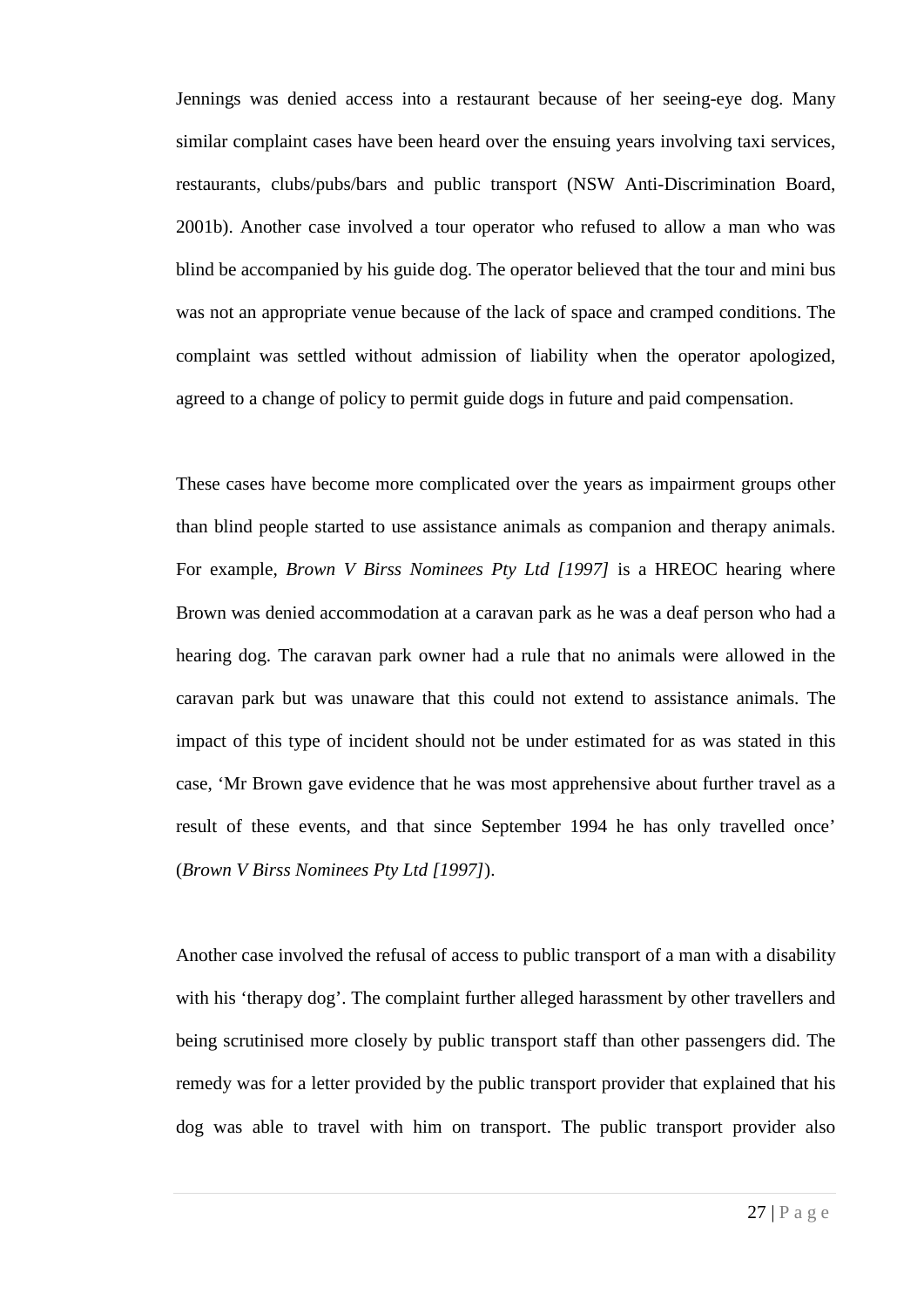Jennings was denied access into a restaurant because of her seeing-eye dog. Many similar complaint cases have been heard over the ensuing years involving taxi services, restaurants, clubs/pubs/bars and public transport (NSW Anti-Discrimination Board, 2001b). Another case involved a tour operator who refused to allow a man who was blind be accompanied by his guide dog. The operator believed that the tour and mini bus was not an appropriate venue because of the lack of space and cramped conditions. The complaint was settled without admission of liability when the operator apologized, agreed to a change of policy to permit guide dogs in future and paid compensation.

These cases have become more complicated over the years as impairment groups other than blind people started to use assistance animals as companion and therapy animals. For example, *Brown V Birss Nominees Pty Ltd [1997]* is a HREOC hearing where Brown was denied accommodation at a caravan park as he was a deaf person who had a hearing dog. The caravan park owner had a rule that no animals were allowed in the caravan park but was unaware that this could not extend to assistance animals. The impact of this type of incident should not be under estimated for as was stated in this case, 'Mr Brown gave evidence that he was most apprehensive about further travel as a result of these events, and that since September 1994 he has only travelled once' (*Brown V Birss Nominees Pty Ltd [1997]*).

Another case involved the refusal of access to public transport of a man with a disability with his 'therapy dog'. The complaint further alleged harassment by other travellers and being scrutinised more closely by public transport staff than other passengers did. The remedy was for a letter provided by the public transport provider that explained that his dog was able to travel with him on transport. The public transport provider also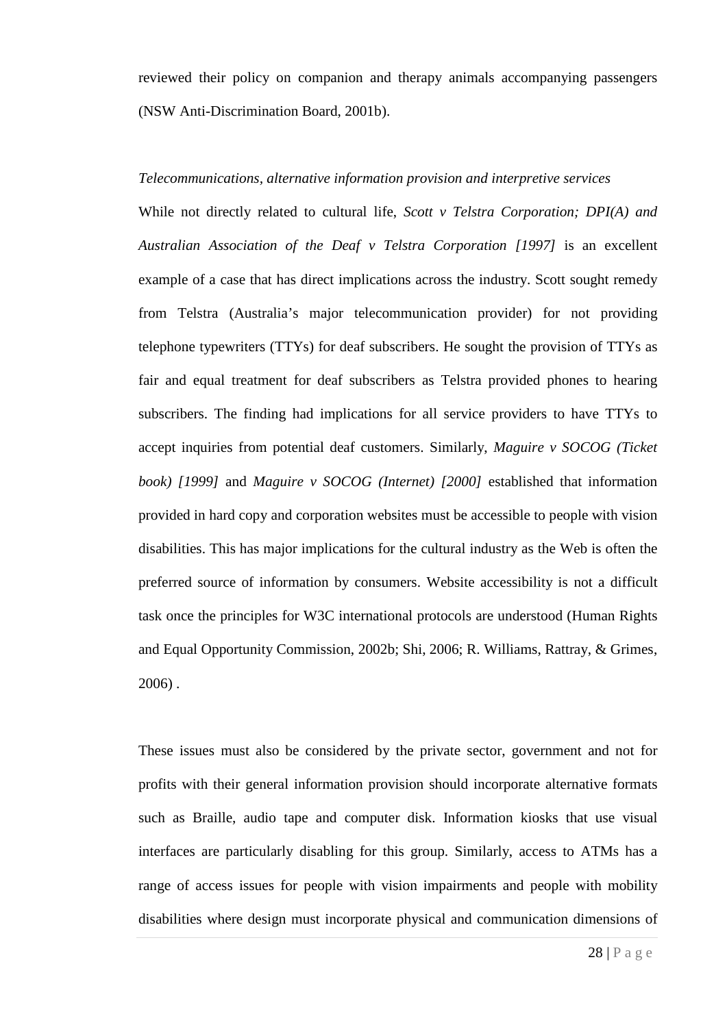reviewed their policy on companion and therapy animals accompanying passengers (NSW Anti-Discrimination Board, 2001b).

*Telecommunications, alternative information provision and interpretive services*

While not directly related to cultural life, *Scott v Telstra Corporation; DPI(A) and Australian Association of the Deaf v Telstra Corporation [1997]* is an excellent example of a case that has direct implications across the industry. Scott sought remedy from Telstra (Australia's major telecommunication provider) for not providing telephone typewriters (TTYs) for deaf subscribers. He sought the provision of TTYs as fair and equal treatment for deaf subscribers as Telstra provided phones to hearing subscribers. The finding had implications for all service providers to have TTYs to accept inquiries from potential deaf customers. Similarly, *Maguire v SOCOG (Ticket book) [1999]* and *Maguire v SOCOG (Internet) [2000]* established that information provided in hard copy and corporation websites must be accessible to people with vision disabilities. This has major implications for the cultural industry as the Web is often the preferred source of information by consumers. Website accessibility is not a difficult task once the principles for W3C international protocols are understood (Human Rights and Equal Opportunity Commission, 2002b; Shi, 2006; R. Williams, Rattray, & Grimes, 2006) .

These issues must also be considered by the private sector, government and not for profits with their general information provision should incorporate alternative formats such as Braille, audio tape and computer disk. Information kiosks that use visual interfaces are particularly disabling for this group. Similarly, access to ATMs has a range of access issues for people with vision impairments and people with mobility disabilities where design must incorporate physical and communication dimensions of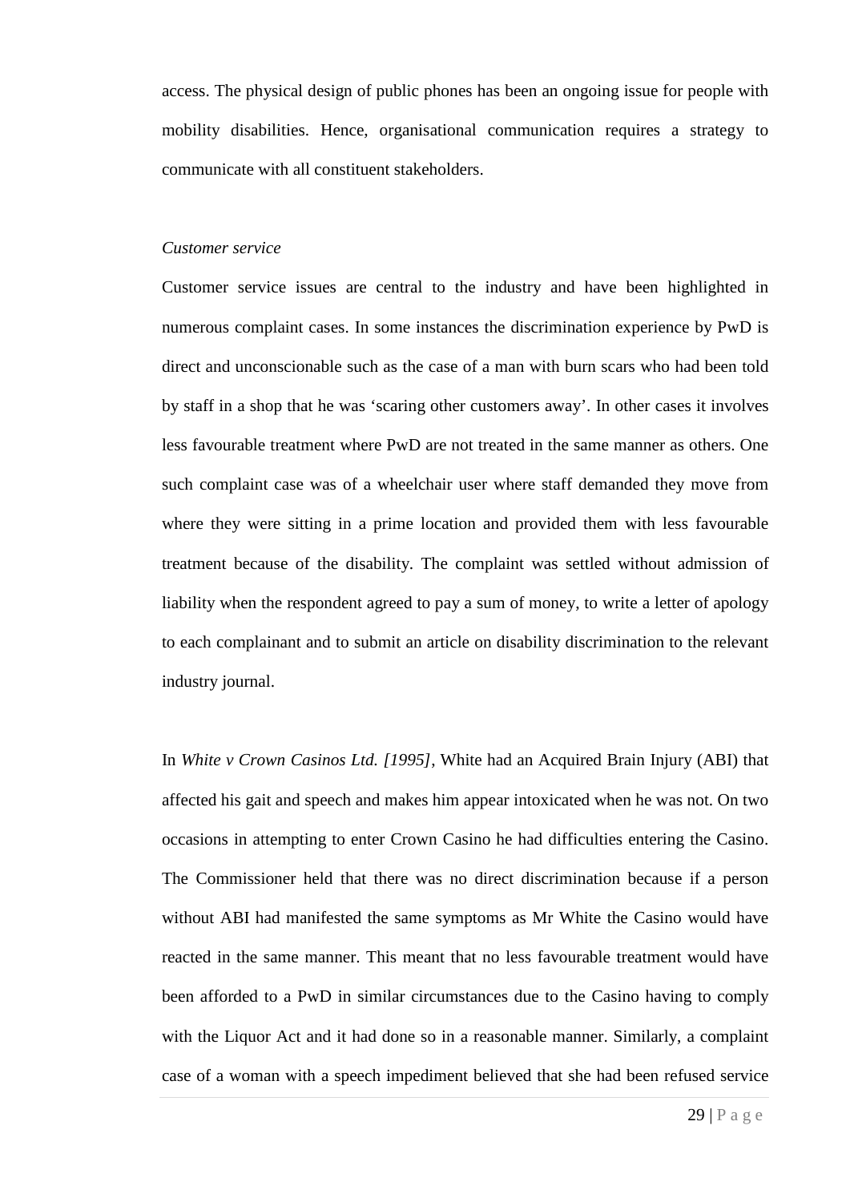access. The physical design of public phones has been an ongoing issue for people with mobility disabilities. Hence, organisational communication requires a strategy to communicate with all constituent stakeholders.

*Customer service*

Customer service issues are central to the industry and have been highlighted in numerous complaint cases. In some instances the discrimination experience by PwD is direct and unconscionable such as the case of a man with burn scars who had been told by staff in a shop that he was 'scaring other customers away'. In other cases it involves less favourable treatment where PwD are not treated in the same manner as others. One such complaint case was of a wheelchair user where staff demanded they move from where they were sitting in a prime location and provided them with less favourable treatment because of the disability. The complaint was settled without admission of liability when the respondent agreed to pay a sum of money, to write a letter of apology to each complainant and to submit an article on disability discrimination to the relevant industry journal.

In *White v Crown Casinos Ltd. [1995]*, White had an Acquired Brain Injury (ABI) that affected his gait and speech and makes him appear intoxicated when he was not. On two occasions in attempting to enter Crown Casino he had difficulties entering the Casino. The Commissioner held that there was no direct discrimination because if a person without ABI had manifested the same symptoms as Mr White the Casino would have reacted in the same manner. This meant that no less favourable treatment would have been afforded to a PwD in similar circumstances due to the Casino having to comply with the Liquor Act and it had done so in a reasonable manner. Similarly, a complaint case of a woman with a speech impediment believed that she had been refused service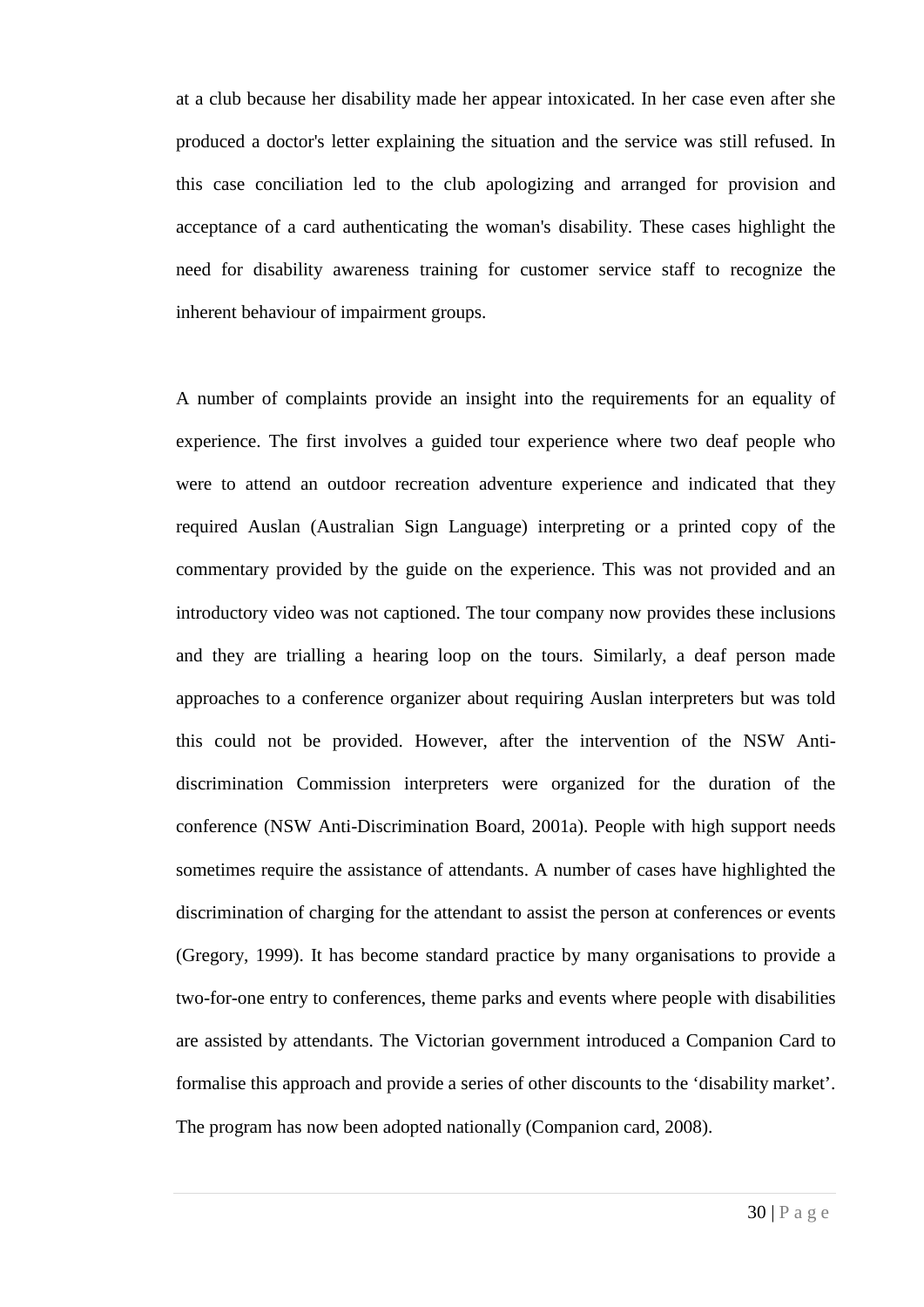at a club because her disability made her appear intoxicated. In her case even after she produced a doctor's letter explaining the situation and the service was still refused. In this case conciliation led to the club apologizing and arranged for provision and acceptance of a card authenticating the woman's disability. These cases highlight the need for disability awareness training for customer service staff to recognize the inherent behaviour of impairment groups.

A number of complaints provide an insight into the requirements for an equality of experience. The first involves a guided tour experience where two deaf people who were to attend an outdoor recreation adventure experience and indicated that they required Auslan (Australian Sign Language) interpreting or a printed copy of the commentary provided by the guide on the experience. This was not provided and an introductory video was not captioned. The tour company now provides these inclusions and they are trialling a hearing loop on the tours. Similarly, a deaf person made approaches to a conference organizer about requiring Auslan interpreters but was told this could not be provided. However, after the intervention of the NSW Anti-discrimination Commission interpreters were organized for the duration of the conference (NSW Anti-Discrimination Board, 2001a). People with high support needs sometimes require the assistance of attendants. A number of cases have highlighted the discrimination of charging for the attendant to assist the person at conferences or events (Gregory, 1999). It has become standard practice by many organisations to provide a two-for-one entry to conferences, theme parks and events where people with disabilities are assisted by attendants. The Victorian government introduced a Companion Card to formalise this approach and provide a series of other discounts to the 'disability market'. The program has now been adopted nationally (Companion card, 2008).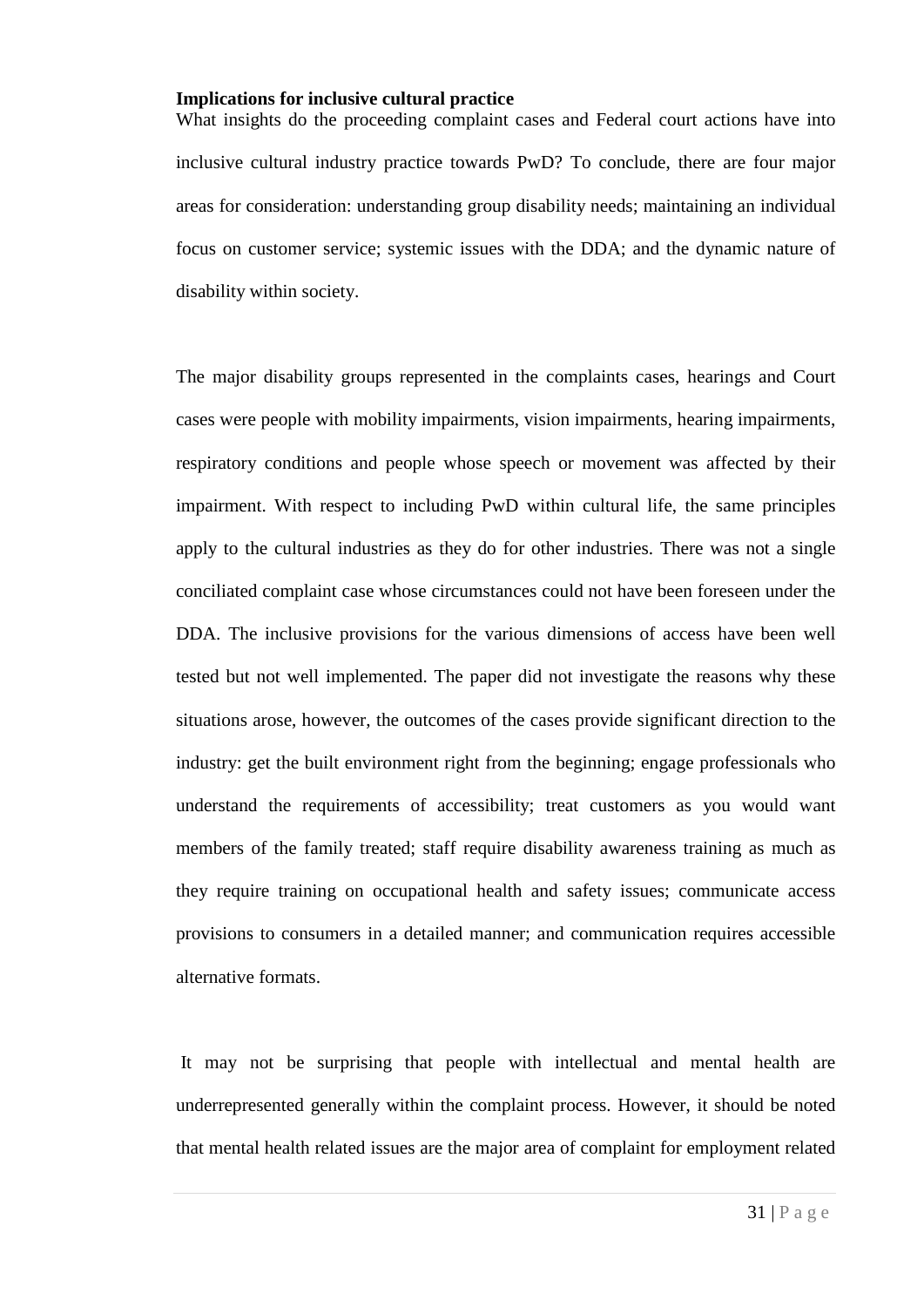**Implications for inclusive cultural practice**

What insights do the proceeding complaint cases and Federal court actions have into inclusive cultural industry practice towards PwD? To conclude, there are four major areas for consideration: understanding group disability needs; maintaining an individual focus on customer service; systemic issues with the DDA; and the dynamic nature of disability within society.

The major disability groups represented in the complaints cases, hearings and Court cases were people with mobility impairments, vision impairments, hearing impairments, respiratory conditions and people whose speech or movement was affected by their impairment. With respect to including PwD within cultural life, the same principles apply to the cultural industries as they do for other industries. There was not a single conciliated complaint case whose circumstances could not have been foreseen under the DDA. The inclusive provisions for the various dimensions of access have been well tested but not well implemented. The paper did not investigate the reasons why these situations arose, however, the outcomes of the cases provide significant direction to the industry: get the built environment right from the beginning; engage professionals who understand the requirements of accessibility; treat customers as you would want members of the family treated; staff require disability awareness training as much as they require training on occupational health and safety issues; communicate access provisions to consumers in a detailed manner; and communication requires accessible alternative formats.

It may not be surprising that people with intellectual and mental health are underrepresented generally within the complaint process. However, it should be noted that mental health related issues are the major area of complaint for employment related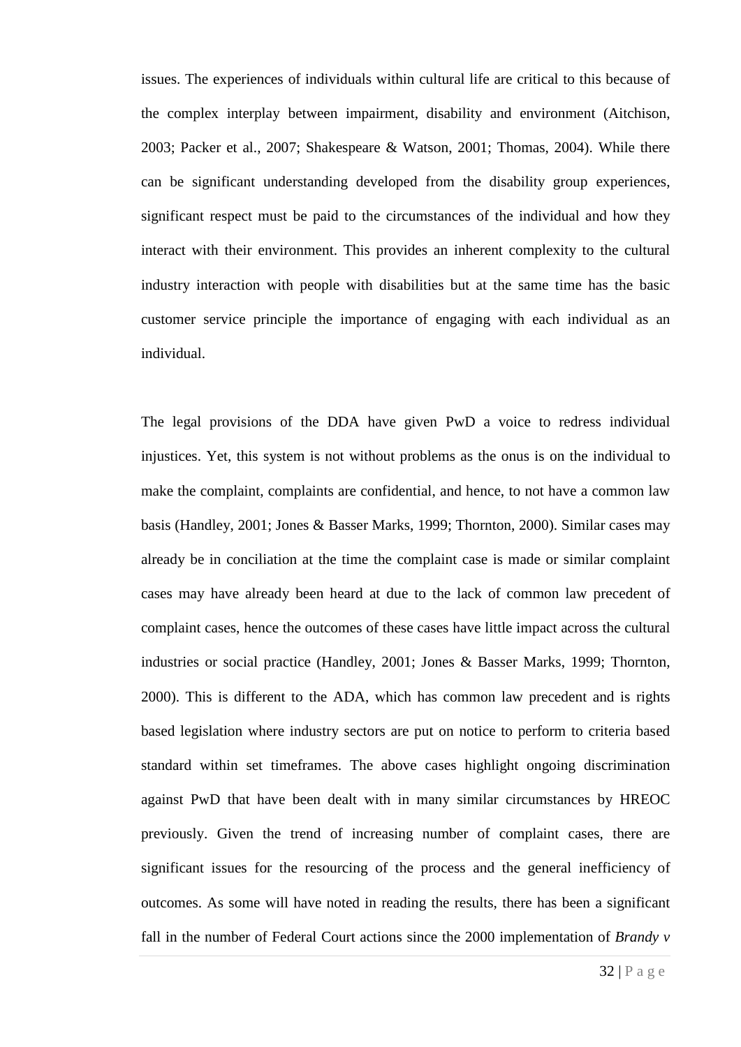issues. The experiences of individuals within cultural life are critical to this because of the complex interplay between impairment, disability and environment (Aitchison, 2003; Packer et al., 2007; Shakespeare & Watson, 2001; Thomas, 2004). While there can be significant understanding developed from the disability group experiences, significant respect must be paid to the circumstances of the individual and how they interact with their environment. This provides an inherent complexity to the cultural industry interaction with people with disabilities but at the same time has the basic customer service principle the importance of engaging with each individual as an individual.

The legal provisions of the DDA have given PwD a voice to redress individual injustices. Yet, this system is not without problems as the onus is on the individual to make the complaint, complaints are confidential, and hence, to not have a common law basis (Handley, 2001; Jones & Basser Marks, 1999; Thornton, 2000). Similar cases may already be in conciliation at the time the complaint case is made or similar complaint cases may have already been heard at due to the lack of common law precedent of complaint cases, hence the outcomes of these cases have little impact across the cultural industries or social practice (Handley, 2001; Jones & Basser Marks, 1999; Thornton, 2000). This is different to the ADA, which has common law precedent and is rights based legislation where industry sectors are put on notice to perform to criteria based standard within set timeframes. The above cases highlight ongoing discrimination against PwD that have been dealt with in many similar circumstances by HREOC previously. Given the trend of increasing number of complaint cases, there are significant issues for the resourcing of the process and the general inefficiency of outcomes. As some will have noted in reading the results, there has been a significant fall in the number of Federal Court actions since the 2000 implementation of *Brandy v*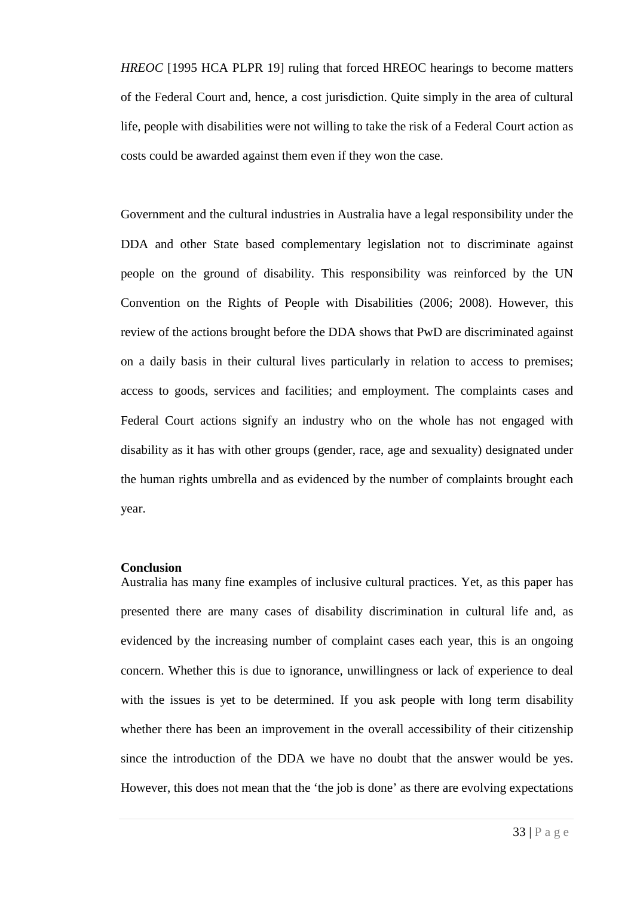*HREOC* [1995 HCA PLPR 19] ruling that forced HREOC hearings to become matters of the Federal Court and, hence, a cost jurisdiction. Quite simply in the area of cultural life, people with disabilities were not willing to take the risk of a Federal Court action as costs could be awarded against them even if they won the case.

Government and the cultural industries in Australia have a legal responsibility under the DDA and other State based complementary legislation not to discriminate against people on the ground of disability. This responsibility was reinforced by the UN Convention on the Rights of People with Disabilities (2006; 2008). However, this review of the actions brought before the DDA shows that PwD are discriminated against on a daily basis in their cultural lives particularly in relation to access to premises; access to goods, services and facilities; and employment. The complaints cases and Federal Court actions signify an industry who on the whole has not engaged with disability as it has with other groups (gender, race, age and sexuality) designated under the human rights umbrella and as evidenced by the number of complaints brought each year.

**Conclusion**

Australia has many fine examples of inclusive cultural practices. Yet, as this paper has presented there are many cases of disability discrimination in cultural life and, as evidenced by the increasing number of complaint cases each year, this is an ongoing concern. Whether this is due to ignorance, unwillingness or lack of experience to deal with the issues is yet to be determined. If you ask people with long term disability whether there has been an improvement in the overall accessibility of their citizenship since the introduction of the DDA we have no doubt that the answer would be yes. However, this does not mean that the 'the job is done' as there are evolving expectations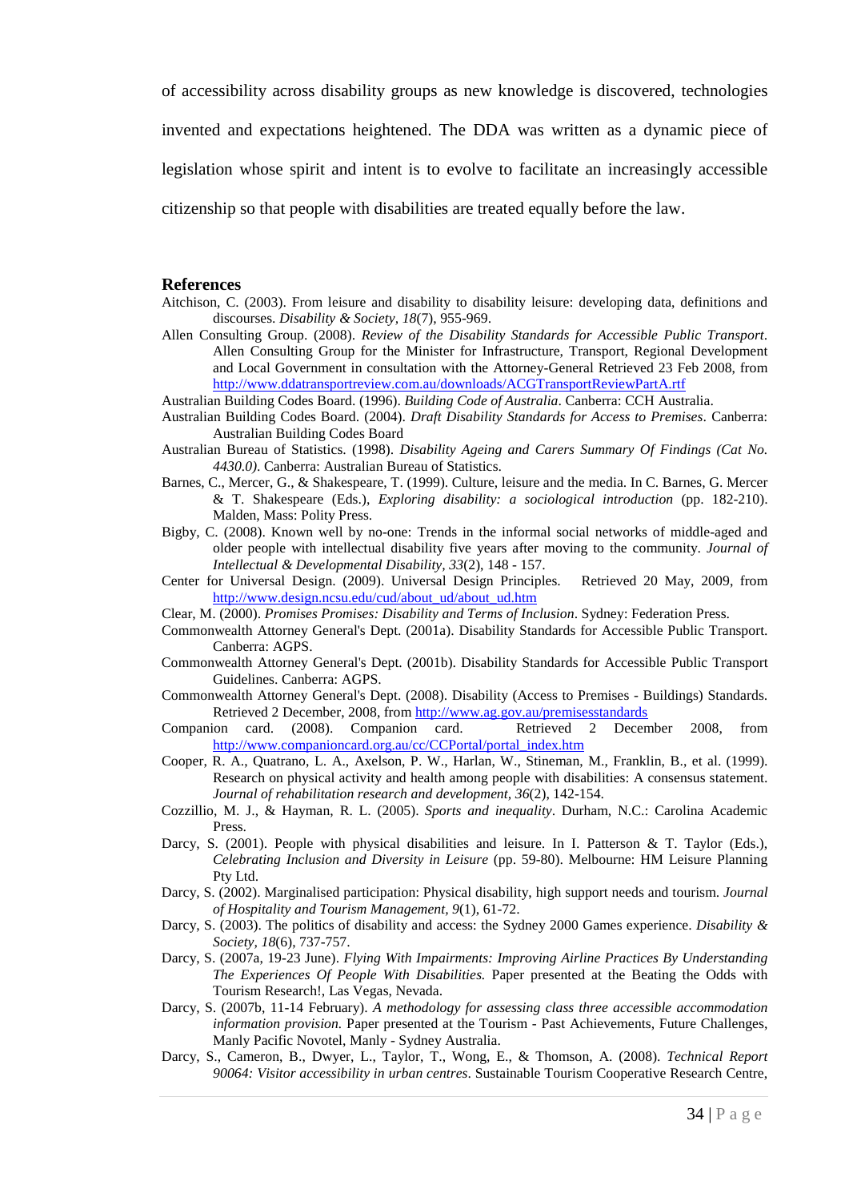of accessibility across disability groups as new knowledge is discovered, technologies invented and expectations heightened. The DDA was written as a dynamic piece of legislation whose spirit and intent is to evolve to facilitate an increasingly accessible citizenship so that people with disabilities are treated equally before the law.

## References

Aitchison, C. (2003). From leisure and disability to disability leisure: developing data, definitions and discourses. *Disability & Society, 18*(7), 955-969.

Allen Consulting Group. (2008). *Review of the Disability Standards for Accessible Public Transport*. Allen Consulting Group for the Minister for Infrastructure, Transport, Regional Development and Local Government in consultation with the Attorney-General Retrieved 23 Feb 2008, from http://www.ddatransportreview.com.au/downloads/ACGTransportReviewPartA.rtf

Australian Building Codes Board. (1996). *Building Code of Australia*. Canberra: CCH Australia.

Australian Building Codes Board. (2004). *Draft Disability Standards for Access to Premises*. Canberra: Australian Building Codes Board

Australian Bureau of Statistics. (1998). *Disability Ageing and Carers Summary Of Findings (Cat No. 4430.0)*. Canberra: Australian Bureau of Statistics.

Barnes, C., Mercer, G., & Shakespeare, T. (1999). Culture, leisure and the media. In C. Barnes, G. Mercer & T. Shakespeare (Eds.), *Exploring disability: a sociological introduction* (pp. 182-210). Malden, Mass: Polity Press.

Bigby, C. (2008). Known well by no-one: Trends in the informal social networks of middle-aged and older people with intellectual disability five years after moving to the community. *Journal of Intellectual & Developmental Disability, 33*(2), 148 - 157.

Center for Universal Design. (2009). Universal Design Principles. Retrieved 20 May, 2009, from http://www.design.ncsu.edu/cud/about_ud/about_ud.htm

Clear, M. (2000). *Promises Promises: Disability and Terms of Inclusion*. Sydney: Federation Press.

Commonwealth Attorney General's Dept. (2001a). Disability Standards for Accessible Public Transport. Canberra: AGPS.

Commonwealth Attorney General's Dept. (2001b). Disability Standards for Accessible Public Transport Guidelines. Canberra: AGPS.

Commonwealth Attorney General's Dept. (2008). Disability (Access to Premises - Buildings) Standards. Retrieved 2 December, 2008, from http://www.ag.gov.au/premisesstandards

Companion card. (2008). Companion card. Retrieved 2 December 2008, from http://www.companioncard.org.au/cc/CCPortal/portal_index.htm

Cooper, R. A., Quatrano, L. A., Axelson, P. W., Harlan, W., Stineman, M., Franklin, B., et al. (1999). Research on physical activity and health among people with disabilities: A consensus statement. *Journal of rehabilitation research and development, 36*(2), 142-154.

Cozzillio, M. J., & Hayman, R. L. (2005). *Sports and inequality*. Durham, N.C.: Carolina Academic Press.

Darcy, S. (2001). People with physical disabilities and leisure. In I. Patterson & T. Taylor (Eds.), *Celebrating Inclusion and Diversity in Leisure* (pp. 59-80). Melbourne: HM Leisure Planning Pty Ltd.

Darcy, S. (2002). Marginalised participation: Physical disability, high support needs and tourism. *Journal of Hospitality and Tourism Management, 9*(1), 61-72.

Darcy, S. (2003). The politics of disability and access: the Sydney 2000 Games experience. *Disability & Society, 18*(6), 737-757.

Darcy, S. (2007a, 19-23 June). *Flying With Impairments: Improving Airline Practices By Understanding The Experiences Of People With Disabilities.* Paper presented at the Beating the Odds with Tourism Research!, Las Vegas, Nevada.

Darcy, S. (2007b, 11-14 February). *A methodology for assessing class three accessible accommodation information provision.* Paper presented at the Tourism - Past Achievements, Future Challenges, Manly Pacific Novotel, Manly - Sydney Australia.

Darcy, S., Cameron, B., Dwyer, L., Taylor, T., Wong, E., & Thomson, A. (2008). *Technical Report 90064: Visitor accessibility in urban centres*. Sustainable Tourism Cooperative Research Centre,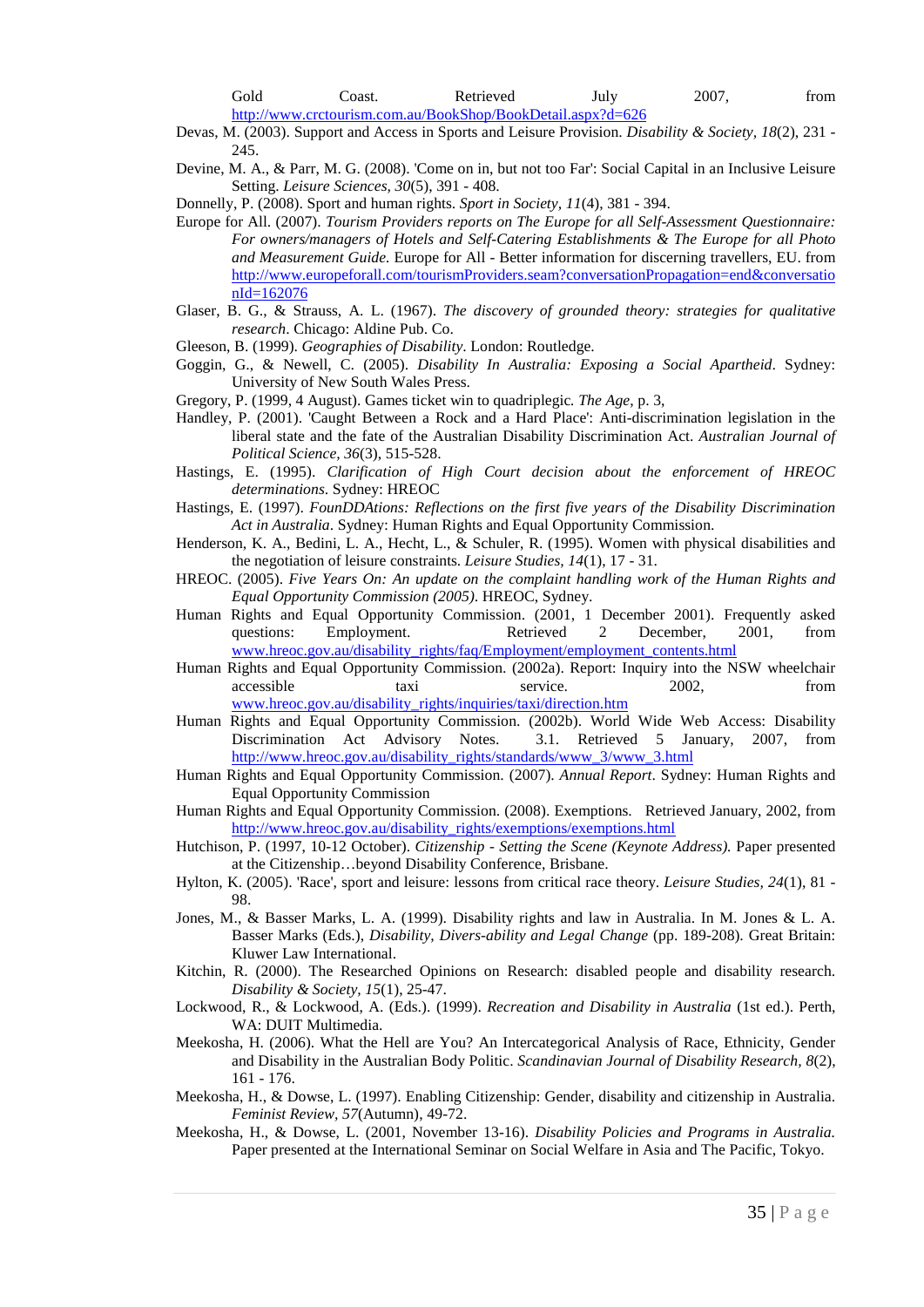Gold Coast. Retrieved July 2007, from http://www.crctourism.com.au/BookShop/BookDetail.aspx?d=626

Devas, M. (2003). Support and Access in Sports and Leisure Provision. *Disability & Society, 18*(2), 231 - 245.

Devine, M. A., & Parr, M. G. (2008). 'Come on in, but not too Far': Social Capital in an Inclusive Leisure Setting. *Leisure Sciences, 30*(5), 391 - 408.

Donnelly, P. (2008). Sport and human rights. *Sport in Society, 11*(4), 381 - 394.

Europe for All. (2007). *Tourism Providers reports on The Europe for all Self-Assessment Questionnaire: For owners/managers of Hotels and Self-Catering Establishments & The Europe for all Photo and Measurement Guide.* Europe for All - Better information for discerning travellers, EU. from http://www.europeforall.com/tourismProviders.seam?conversationPropagation=end&conversationId=162076

Glaser, B. G., & Strauss, A. L. (1967). *The discovery of grounded theory: strategies for qualitative research*. Chicago: Aldine Pub. Co.

Gleeson, B. (1999). *Geographies of Disability*. London: Routledge.

Goggin, G., & Newell, C. (2005). *Disability In Australia: Exposing a Social Apartheid*. Sydney: University of New South Wales Press.

Gregory, P. (1999, 4 August). Games ticket win to quadriplegic. *The Age,* p. 3,

Handley, P. (2001). 'Caught Between a Rock and a Hard Place': Anti-discrimination legislation in the liberal state and the fate of the Australian Disability Discrimination Act. *Australian Journal of Political Science, 36*(3), 515-528.

Hastings, E. (1995). *Clarification of High Court decision about the enforcement of HREOC determinations*. Sydney: HREOC

Hastings, E. (1997). *FounDDAtions: Reflections on the first five years of the Disability Discrimination Act in Australia*. Sydney: Human Rights and Equal Opportunity Commission.

Henderson, K. A., Bedini, L. A., Hecht, L., & Schuler, R. (1995). Women with physical disabilities and the negotiation of leisure constraints. *Leisure Studies, 14*(1), 17 - 31.

HREOC. (2005). *Five Years On: An update on the complaint handling work of the Human Rights and Equal Opportunity Commission (2005)*. HREOC, Sydney.

Human Rights and Equal Opportunity Commission. (2001, 1 December 2001). Frequently asked questions: Employment. Retrieved 2 December, 2001, from www.hreoc.gov.au/disability_rights/faq/Employment/employment_contents.html

Human Rights and Equal Opportunity Commission. (2002a). Report: Inquiry into the NSW wheelchair accessible taxi service. 2002, from www.hreoc.gov.au/disability_rights/inquiries/taxi/direction.htm

Human Rights and Equal Opportunity Commission. (2002b). World Wide Web Access: Disability Discrimination Act Advisory Notes. 3.1. Retrieved 5 January, 2007, from http://www.hreoc.gov.au/disability_rights/standards/www_3/www_3.html

Human Rights and Equal Opportunity Commission. (2007). *Annual Report*. Sydney: Human Rights and Equal Opportunity Commission

Human Rights and Equal Opportunity Commission. (2008). Exemptions. Retrieved January, 2002, from http://www.hreoc.gov.au/disability_rights/exemptions/exemptions.html

Hutchison, P. (1997, 10-12 October). *Citizenship - Setting the Scene (Keynote Address).* Paper presented at the Citizenship…beyond Disability Conference, Brisbane.

Hylton, K. (2005). 'Race', sport and leisure: lessons from critical race theory. *Leisure Studies, 24*(1), 81 - 98.

Jones, M., & Basser Marks, L. A. (1999). Disability rights and law in Australia. In M. Jones & L. A. Basser Marks (Eds.), *Disability, Divers-ability and Legal Change* (pp. 189-208). Great Britain: Kluwer Law International.

Kitchin, R. (2000). The Researched Opinions on Research: disabled people and disability research. *Disability & Society, 15*(1), 25-47.

Lockwood, R., & Lockwood, A. (Eds.). (1999). *Recreation and Disability in Australia* (1st ed.). Perth, WA: DUIT Multimedia.

Meekosha, H. (2006). What the Hell are You? An Intercategorical Analysis of Race, Ethnicity, Gender and Disability in the Australian Body Politic. *Scandinavian Journal of Disability Research, 8*(2), 161 - 176.

Meekosha, H., & Dowse, L. (1997). Enabling Citizenship: Gender, disability and citizenship in Australia. *Feminist Review, 57*(Autumn), 49-72.

Meekosha, H., & Dowse, L. (2001, November 13-16). *Disability Policies and Programs in Australia.* Paper presented at the International Seminar on Social Welfare in Asia and The Pacific, Tokyo.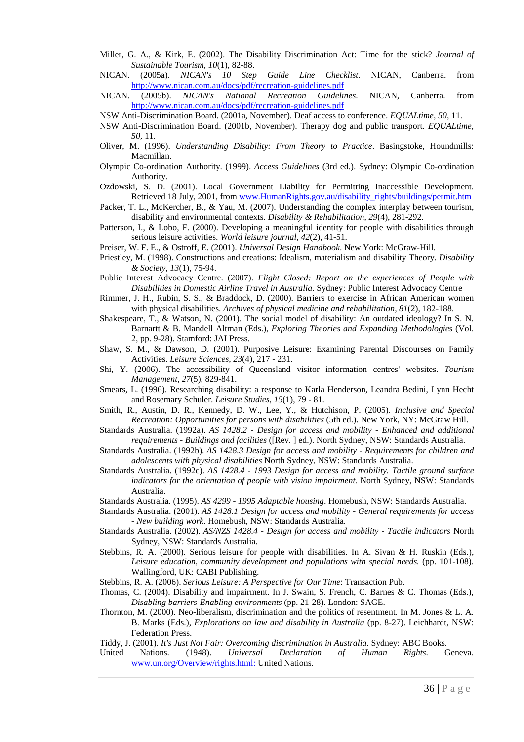Miller, G. A., & Kirk, E. (2002). The Disability Discrimination Act: Time for the stick? *Journal of Sustainable Tourism, 10*(1), 82-88.

NICAN. (2005a). *NICAN's 10 Step Guide Line Checklist*. NICAN, Canberra. from http://www.nican.com.au/docs/pdf/recreation-guidelines.pdf

NICAN. (2005b). *NICAN's National Recreation Guidelines*. NICAN, Canberra. from http://www.nican.com.au/docs/pdf/recreation-guidelines.pdf

NSW Anti-Discrimination Board. (2001a, November). Deaf access to conference. *EQUALtime, 50*, 11.

NSW Anti-Discrimination Board. (2001b, November). Therapy dog and public transport. *EQUALtime, 50*, 11.

Oliver, M. (1996). *Understanding Disability: From Theory to Practice*. Basingstoke, Houndmills: Macmillan.

Olympic Co-ordination Authority. (1999). *Access Guidelines* (3rd ed.). Sydney: Olympic Co-ordination Authority.

Ozdowski, S. D. (2001). Local Government Liability for Permitting Inaccessible Development. Retrieved 18 July, 2001, from www.HumanRights.gov.au/disability_rights/buildings/permit.htm

Packer, T. L., McKercher, B., & Yau, M. (2007). Understanding the complex interplay between tourism, disability and environmental contexts. *Disability & Rehabilitation, 29*(4), 281-292.

Patterson, I., & Lobo, F. (2000). Developing a meaningful identity for people with disabilities through serious leisure activities. *World leisure journal, 42*(2), 41-51.

Preiser, W. F. E., & Ostroff, E. (2001). *Universal Design Handbook*. New York: McGraw-Hill.

Priestley, M. (1998). Constructions and creations: Idealism, materialism and disability Theory. *Disability & Society, 13*(1), 75-94.

Public Interest Advocacy Centre. (2007). *Flight Closed: Report on the experiences of People with Disabilities in Domestic Airline Travel in Australia*. Sydney: Public Interest Advocacy Centre

Rimmer, J. H., Rubin, S. S., & Braddock, D. (2000). Barriers to exercise in African American women with physical disabilities. *Archives of physical medicine and rehabilitation, 81*(2), 182-188.

Shakespeare, T., & Watson, N. (2001). The social model of disability: An outdated ideology? In S. N. Barnartt & B. Mandell Altman (Eds.), *Exploring Theories and Expanding Methodologies* (Vol. 2, pp. 9-28). Stamford: JAI Press.

Shaw, S. M., & Dawson, D. (2001). Purposive Leisure: Examining Parental Discourses on Family Activities. *Leisure Sciences, 23*(4), 217 - 231.

Shi, Y. (2006). The accessibility of Queensland visitor information centres' websites. *Tourism Management, 27*(5), 829-841.

Smears, L. (1996). Researching disability: a response to Karla Henderson, Leandra Bedini, Lynn Hecht and Rosemary Schuler. *Leisure Studies, 15*(1), 79 - 81.

Smith, R., Austin, D. R., Kennedy, D. W., Lee, Y., & Hutchison, P. (2005). *Inclusive and Special Recreation: Opportunities for persons with disabilities* (5th ed.). New York, NY: McGraw Hill.

Standards Australia. (1992a). *AS 1428.2 - Design for access and mobility - Enhanced and additional requirements - Buildings and facilities* ([Rev. ] ed.). North Sydney, NSW: Standards Australia.

Standards Australia. (1992b). *AS 1428.3 Design for access and mobility - Requirements for children and adolescents with physical disabilities* North Sydney, NSW: Standards Australia.

Standards Australia. (1992c). *AS 1428.4 - 1993 Design for access and mobility. Tactile ground surface indicators for the orientation of people with vision impairment.* North Sydney, NSW: Standards Australia.

Standards Australia. (1995). *AS 4299 - 1995 Adaptable housing*. Homebush, NSW: Standards Australia.

Standards Australia. (2001). *AS 1428.1 Design for access and mobility - General requirements for access - New building work*. Homebush, NSW: Standards Australia.

Standards Australia. (2002). *AS/NZS 1428.4 - Design for access and mobility - Tactile indicators* North Sydney, NSW: Standards Australia.

Stebbins, R. A. (2000). Serious leisure for people with disabilities. In A. Sivan & H. Ruskin (Eds.), *Leisure education, community development and populations with special needs.* (pp. 101-108). Wallingford, UK: CABI Publishing.

Stebbins, R. A. (2006). *Serious Leisure: A Perspective for Our Time*: Transaction Pub.

Thomas, C. (2004). Disability and impairment. In J. Swain, S. French, C. Barnes & C. Thomas (Eds.), *Disabling barriers-Enabling environments* (pp. 21-28). London: SAGE.

Thornton, M. (2000). Neo-liberalism, discrimination and the politics of resentment. In M. Jones & L. A. B. Marks (Eds.), *Explorations on law and disability in Australia* (pp. 8-27). Leichhardt, NSW: Federation Press.

Tiddy, J. (2001). *It's Just Not Fair: Overcoming discrimination in Australia*. Sydney: ABC Books.

United Nations. (1948). *Universal Declaration of Human Rights*. Geneva. www.un.org/Overview/rights.html: United Nations.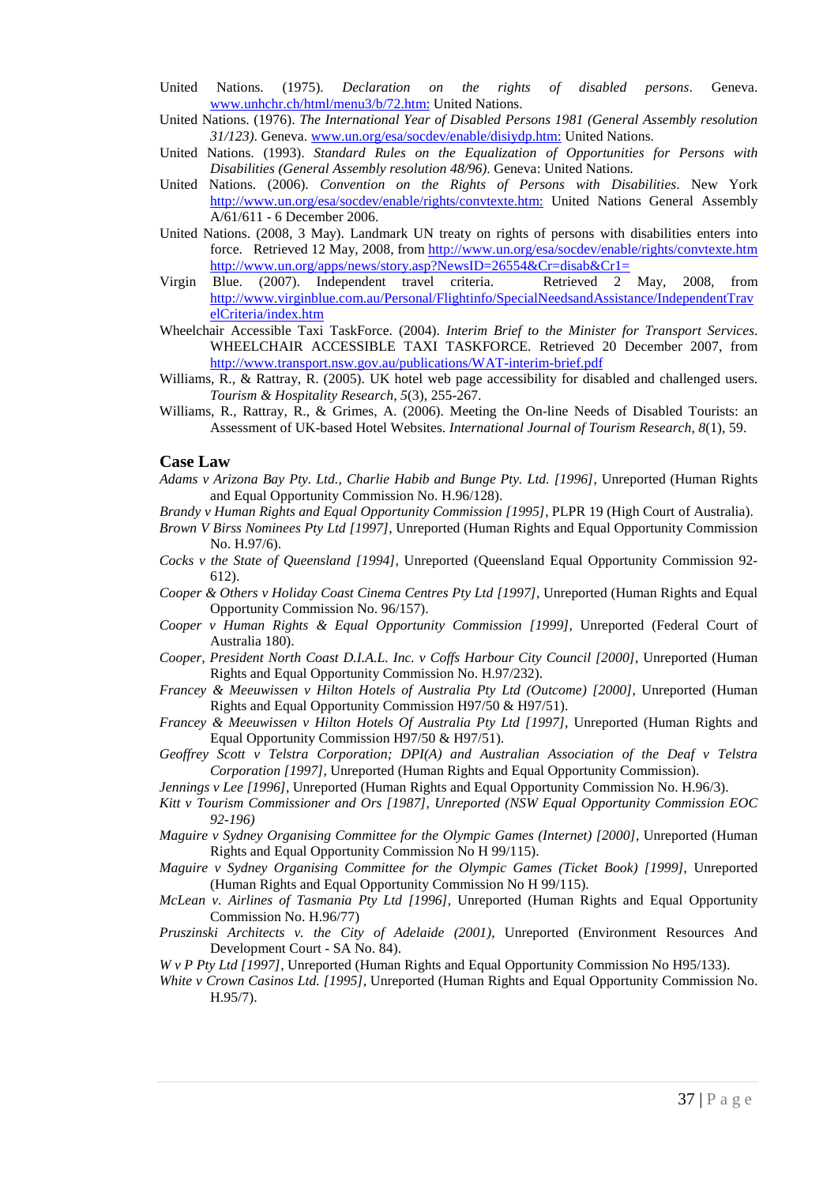United Nations. (1975). *Declaration on the rights of disabled persons*. Geneva. www.unhchr.ch/html/menu3/b/72.htm: United Nations.

United Nations. (1976). *The International Year of Disabled Persons 1981 (General Assembly resolution 31/123)*. Geneva. www.un.org/esa/socdev/enable/disiydp.htm: United Nations.

United Nations. (1993). *Standard Rules on the Equalization of Opportunities for Persons with Disabilities (General Assembly resolution 48/96)*. Geneva: United Nations.

United Nations. (2006). *Convention on the Rights of Persons with Disabilities*. New York http://www.un.org/esa/socdev/enable/rights/convtexte.htm: United Nations General Assembly A/61/611 - 6 December 2006.

United Nations. (2008, 3 May). Landmark UN treaty on rights of persons with disabilities enters into force. Retrieved 12 May, 2008, from http://www.un.org/esa/socdev/enable/rights/convtexte.htm http://www.un.org/apps/news/story.asp?NewsID=26554&Cr=disab&Cr1=

Virgin Blue. (2007). Independent travel criteria. Retrieved 2 May, 2008, from http://www.virginblue.com.au/Personal/Flightinfo/SpecialNeedsandAssistance/IndependentTravelCriteria/index.htm

Wheelchair Accessible Taxi TaskForce. (2004). *Interim Brief to the Minister for Transport Services*. WHEELCHAIR ACCESSIBLE TAXI TASKFORCE. Retrieved 20 December 2007, from http://www.transport.nsw.gov.au/publications/WAT-interim-brief.pdf

Williams, R., & Rattray, R. (2005). UK hotel web page accessibility for disabled and challenged users. *Tourism & Hospitality Research, 5*(3), 255-267.

Williams, R., Rattray, R., & Grimes, A. (2006). Meeting the On-line Needs of Disabled Tourists: an Assessment of UK-based Hotel Websites. *International Journal of Tourism Research, 8*(1), 59.

## Case Law

*Adams v Arizona Bay Pty. Ltd., Charlie Habib and Bunge Pty. Ltd. [1996]*, Unreported (Human Rights and Equal Opportunity Commission No. H.96/128).

*Brandy v Human Rights and Equal Opportunity Commission [1995]*, PLPR 19 (High Court of Australia).

*Brown V Birss Nominees Pty Ltd [1997]*, Unreported (Human Rights and Equal Opportunity Commission No. H.97/6).

*Cocks v the State of Queensland [1994]*, Unreported (Queensland Equal Opportunity Commission 92-612).

*Cooper & Others v Holiday Coast Cinema Centres Pty Ltd [1997]*, Unreported (Human Rights and Equal Opportunity Commission No. 96/157).

*Cooper v Human Rights & Equal Opportunity Commission [1999]*, Unreported (Federal Court of Australia 180).

*Cooper, President North Coast D.I.A.L. Inc. v Coffs Harbour City Council [2000]*, Unreported (Human Rights and Equal Opportunity Commission No. H.97/232).

*Francey & Meeuwissen v Hilton Hotels of Australia Pty Ltd (Outcome) [2000]*, Unreported (Human Rights and Equal Opportunity Commission H97/50 & H97/51).

*Francey & Meeuwissen v Hilton Hotels Of Australia Pty Ltd [1997]*, Unreported (Human Rights and Equal Opportunity Commission H97/50 & H97/51).

*Geoffrey Scott v Telstra Corporation; DPI(A) and Australian Association of the Deaf v Telstra Corporation [1997]*, Unreported (Human Rights and Equal Opportunity Commission).

*Jennings v Lee [1996]*, Unreported (Human Rights and Equal Opportunity Commission No. H.96/3).

*Kitt v Tourism Commissioner and Ors [1987], Unreported (NSW Equal Opportunity Commission EOC 92-196)*

*Maguire v Sydney Organising Committee for the Olympic Games (Internet) [2000]*, Unreported (Human Rights and Equal Opportunity Commission No H 99/115).

*Maguire v Sydney Organising Committee for the Olympic Games (Ticket Book) [1999]*, Unreported (Human Rights and Equal Opportunity Commission No H 99/115).

*McLean v. Airlines of Tasmania Pty Ltd [1996]*, Unreported (Human Rights and Equal Opportunity Commission No. H.96/77)

*Pruszinski Architects v. the City of Adelaide (2001)*, Unreported (Environment Resources And Development Court - SA No. 84).

*W v P Pty Ltd [1997]*, Unreported (Human Rights and Equal Opportunity Commission No H95/133).

*White v Crown Casinos Ltd. [1995]*, Unreported (Human Rights and Equal Opportunity Commission No. H.95/7).